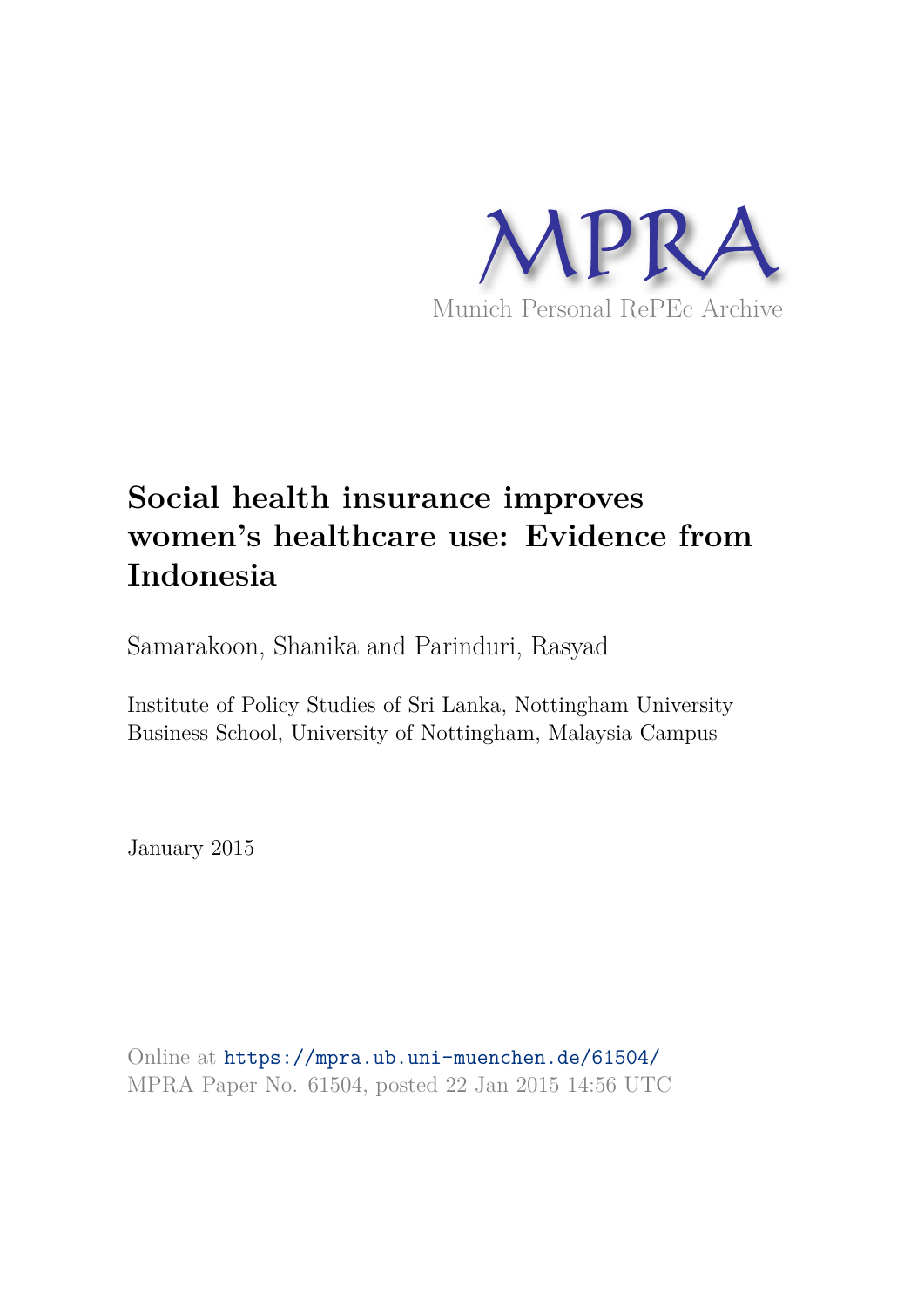MPRA

Munich Personal RePEc Archive

# Social health insurance improves women's healthcare use: Evidence from Indonesia

Samarakoon, Shanika and Parinduri, Rasyad

Institute of Policy Studies of Sri Lanka, Nottingham University Business School, University of Nottingham, Malaysia Campus

January 2015

Online at https://mpra.ub.uni-muenchen.de/61504/
MPRA Paper No. 61504, posted 22 Jan 2015 14:56 UTC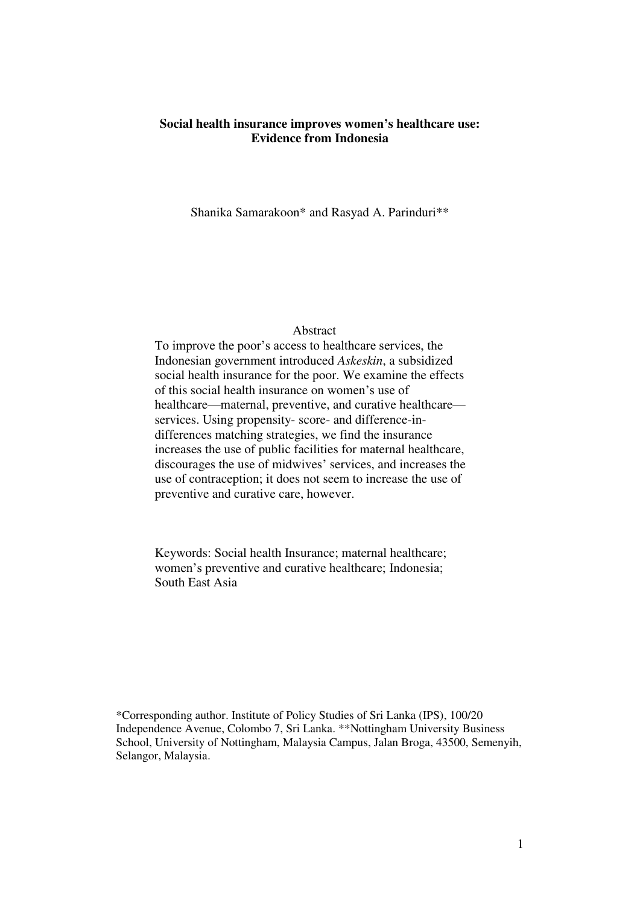**Social health insurance improves women's healthcare use: Evidence from Indonesia**

Shanika Samarakoon* and Rasyad A. Parinduri**

Abstract

To improve the poor's access to healthcare services, the Indonesian government introduced *Askeskin*, a subsidized social health insurance for the poor. We examine the effects of this social health insurance on women's use of healthcare—maternal, preventive, and curative healthcare—services. Using propensity- score- and difference-in-differences matching strategies, we find the insurance increases the use of public facilities for maternal healthcare, discourages the use of midwives' services, and increases the use of contraception; it does not seem to increase the use of preventive and curative care, however.

Keywords: Social health Insurance; maternal healthcare; women's preventive and curative healthcare; Indonesia; South East Asia

*Corresponding author. Institute of Policy Studies of Sri Lanka (IPS), 100/20 Independence Avenue, Colombo 7, Sri Lanka. **Nottingham University Business School, University of Nottingham, Malaysia Campus, Jalan Broga, 43500, Semenyih, Selangor, Malaysia.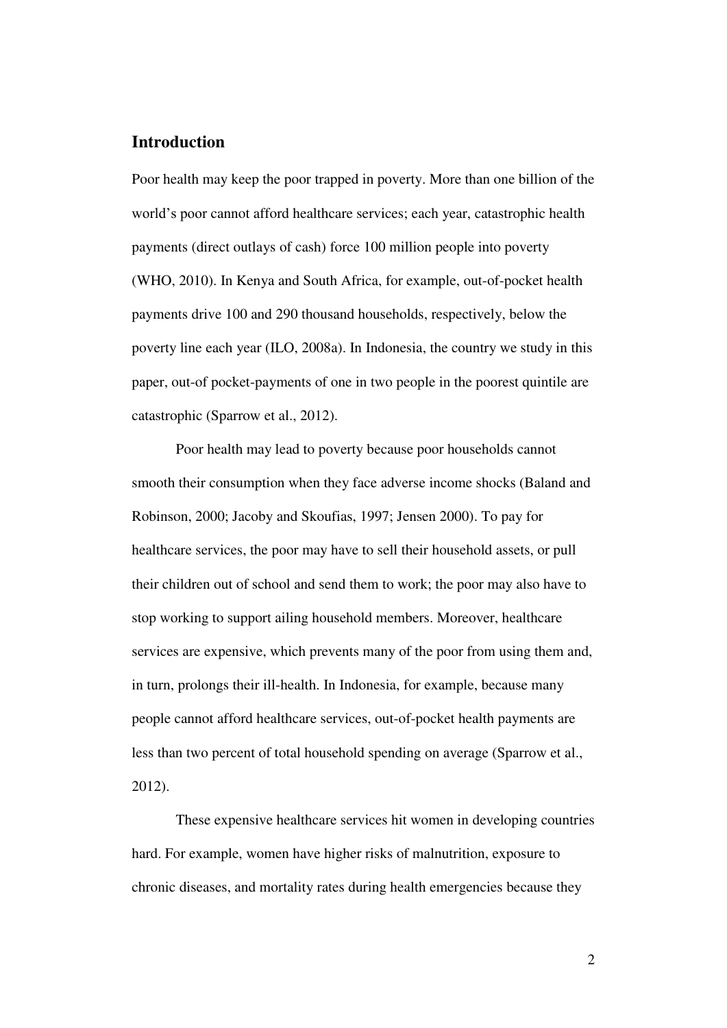## Introduction

Poor health may keep the poor trapped in poverty. More than one billion of the world's poor cannot afford healthcare services; each year, catastrophic health payments (direct outlays of cash) force 100 million people into poverty (WHO, 2010). In Kenya and South Africa, for example, out-of-pocket health payments drive 100 and 290 thousand households, respectively, below the poverty line each year (ILO, 2008a). In Indonesia, the country we study in this paper, out-of pocket-payments of one in two people in the poorest quintile are catastrophic (Sparrow et al., 2012).

Poor health may lead to poverty because poor households cannot smooth their consumption when they face adverse income shocks (Baland and Robinson, 2000; Jacoby and Skoufias, 1997; Jensen 2000). To pay for healthcare services, the poor may have to sell their household assets, or pull their children out of school and send them to work; the poor may also have to stop working to support ailing household members. Moreover, healthcare services are expensive, which prevents many of the poor from using them and, in turn, prolongs their ill-health. In Indonesia, for example, because many people cannot afford healthcare services, out-of-pocket health payments are less than two percent of total household spending on average (Sparrow et al., 2012).

These expensive healthcare services hit women in developing countries hard. For example, women have higher risks of malnutrition, exposure to chronic diseases, and mortality rates during health emergencies because they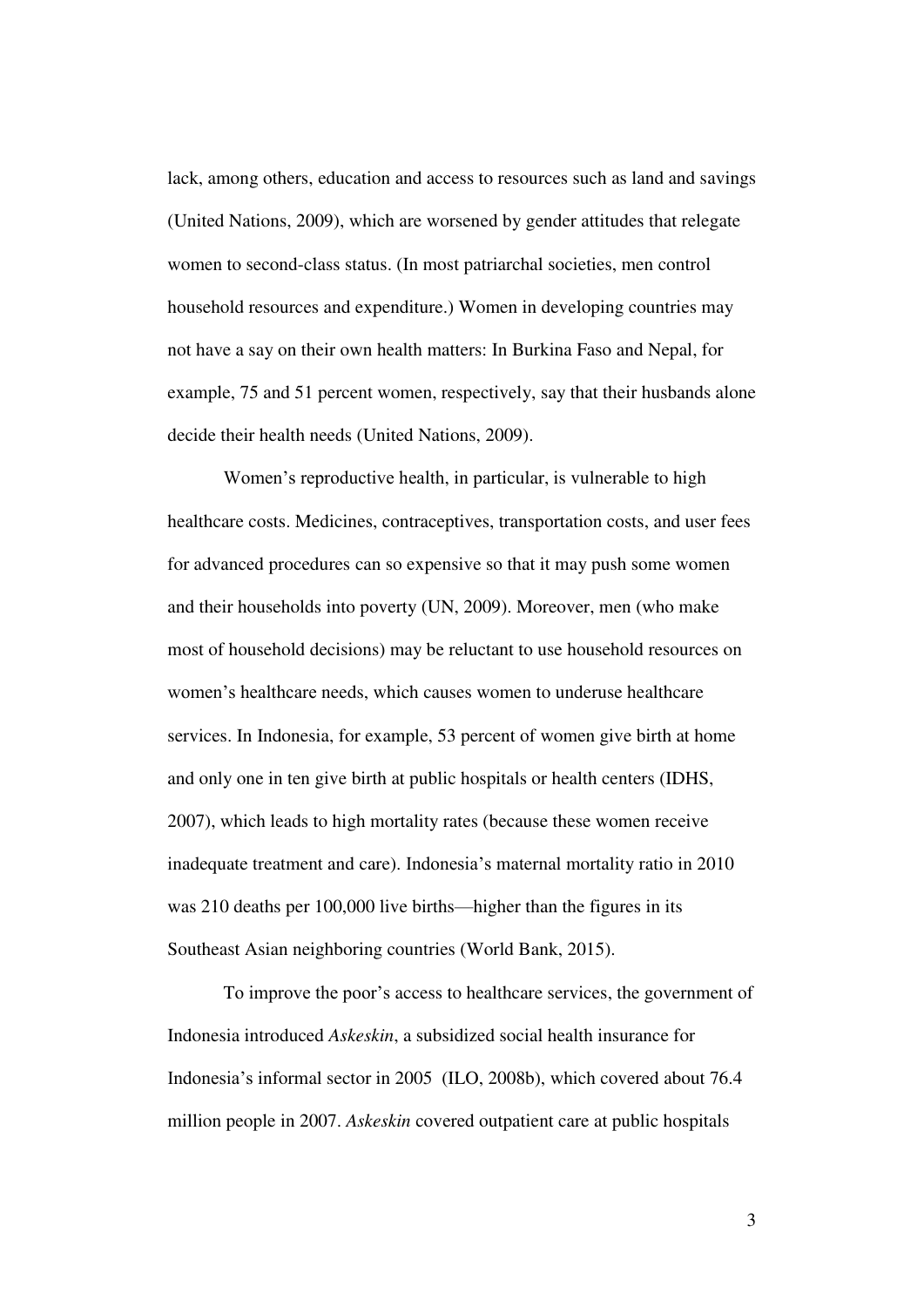lack, among others, education and access to resources such as land and savings (United Nations, 2009), which are worsened by gender attitudes that relegate women to second-class status. (In most patriarchal societies, men control household resources and expenditure.) Women in developing countries may not have a say on their own health matters: In Burkina Faso and Nepal, for example, 75 and 51 percent women, respectively, say that their husbands alone decide their health needs (United Nations, 2009).

Women's reproductive health, in particular, is vulnerable to high healthcare costs. Medicines, contraceptives, transportation costs, and user fees for advanced procedures can so expensive so that it may push some women and their households into poverty (UN, 2009). Moreover, men (who make most of household decisions) may be reluctant to use household resources on women's healthcare needs, which causes women to underuse healthcare services. In Indonesia, for example, 53 percent of women give birth at home and only one in ten give birth at public hospitals or health centers (IDHS, 2007), which leads to high mortality rates (because these women receive inadequate treatment and care). Indonesia's maternal mortality ratio in 2010 was 210 deaths per 100,000 live births—higher than the figures in its Southeast Asian neighboring countries (World Bank, 2015).

To improve the poor's access to healthcare services, the government of Indonesia introduced *Askeskin*, a subsidized social health insurance for Indonesia's informal sector in 2005 (ILO, 2008b), which covered about 76.4 million people in 2007. *Askeskin* covered outpatient care at public hospitals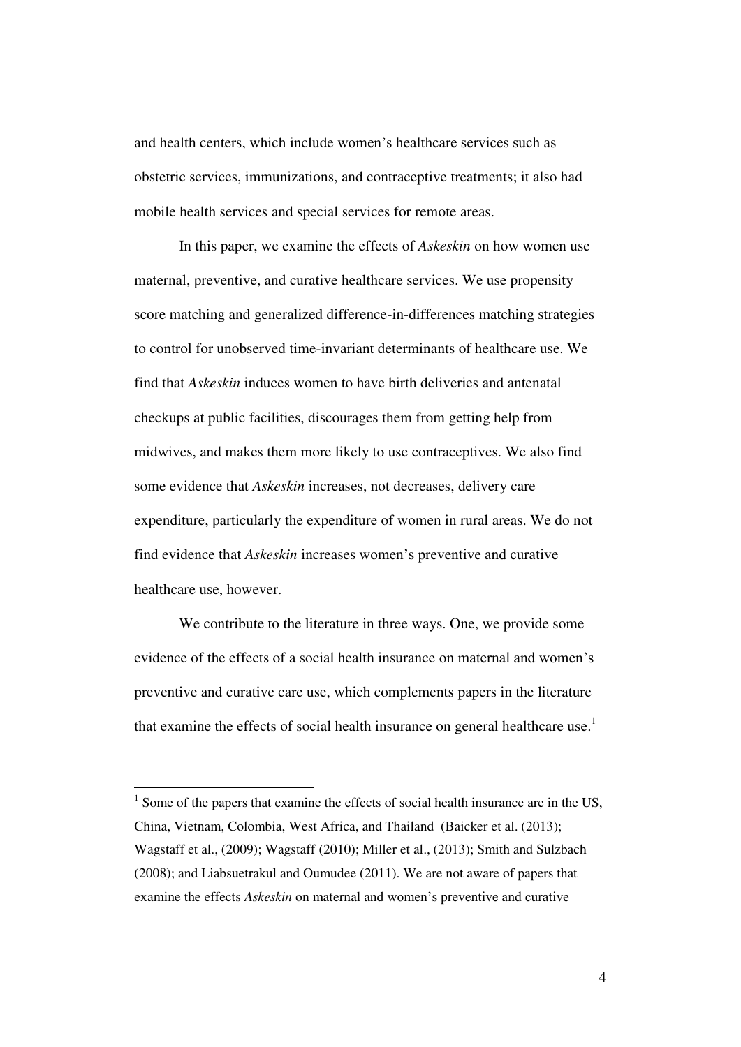and health centers, which include women's healthcare services such as obstetric services, immunizations, and contraceptive treatments; it also had mobile health services and special services for remote areas.

In this paper, we examine the effects of *Askeskin* on how women use maternal, preventive, and curative healthcare services. We use propensity score matching and generalized difference-in-differences matching strategies to control for unobserved time-invariant determinants of healthcare use. We find that *Askeskin* induces women to have birth deliveries and antenatal checkups at public facilities, discourages them from getting help from midwives, and makes them more likely to use contraceptives. We also find some evidence that *Askeskin* increases, not decreases, delivery care expenditure, particularly the expenditure of women in rural areas. We do not find evidence that *Askeskin* increases women's preventive and curative healthcare use, however.

We contribute to the literature in three ways. One, we provide some evidence of the effects of a social health insurance on maternal and women's preventive and curative care use, which complements papers in the literature that examine the effects of social health insurance on general healthcare use.[1]

---

[1] Some of the papers that examine the effects of social health insurance are in the US, China, Vietnam, Colombia, West Africa, and Thailand (Baicker et al. (2013); Wagstaff et al., (2009); Wagstaff (2010); Miller et al., (2013); Smith and Sulzbach (2008); and Liabsuetrakul and Oumudee (2011). We are not aware of papers that examine the effects *Askeskin* on maternal and women's preventive and curative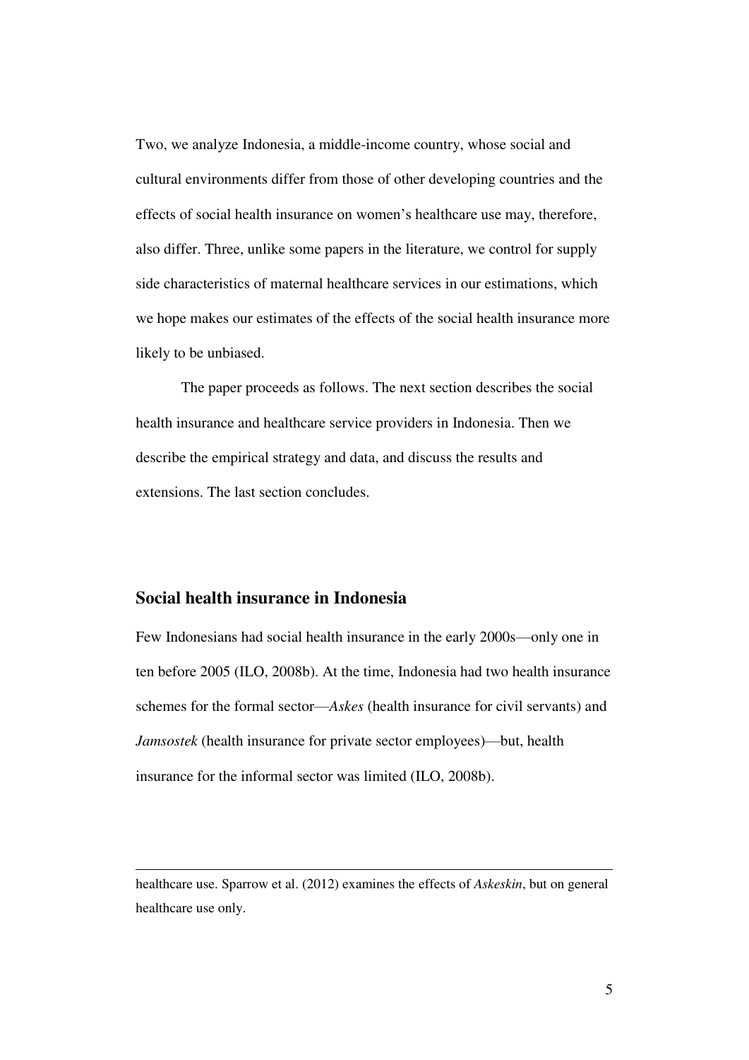Two, we analyze Indonesia, a middle-income country, whose social and cultural environments differ from those of other developing countries and the effects of social health insurance on women's healthcare use may, therefore, also differ. Three, unlike some papers in the literature, we control for supply side characteristics of maternal healthcare services in our estimations, which we hope makes our estimates of the effects of the social health insurance more likely to be unbiased.

The paper proceeds as follows. The next section describes the social health insurance and healthcare service providers in Indonesia. Then we describe the empirical strategy and data, and discuss the results and extensions. The last section concludes.

## Social health insurance in Indonesia

Few Indonesians had social health insurance in the early 2000s—only one in ten before 2005 (ILO, 2008b). At the time, Indonesia had two health insurance schemes for the formal sector—*Askes* (health insurance for civil servants) and *Jamsostek* (health insurance for private sector employees)—but, health insurance for the informal sector was limited (ILO, 2008b).

---

healthcare use. Sparrow et al. (2012) examines the effects of *Askeskin*, but on general healthcare use only.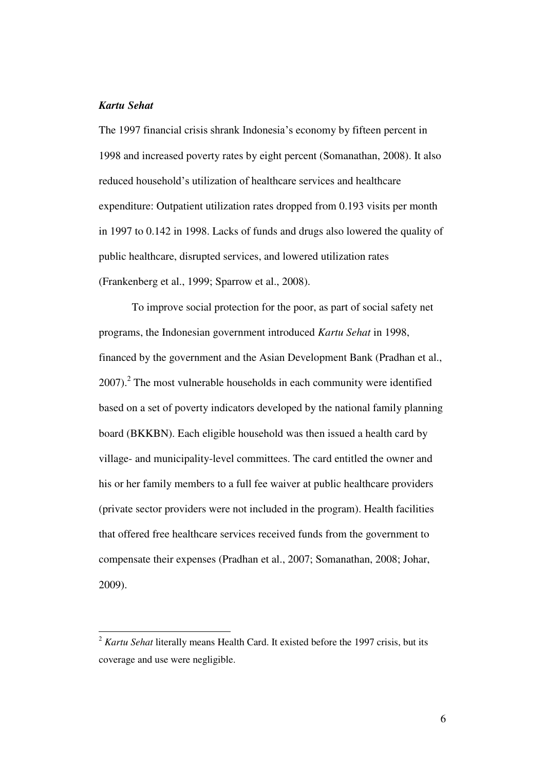### *Kartu Sehat*

The 1997 financial crisis shrank Indonesia's economy by fifteen percent in 1998 and increased poverty rates by eight percent (Somanathan, 2008). It also reduced household's utilization of healthcare services and healthcare expenditure: Outpatient utilization rates dropped from 0.193 visits per month in 1997 to 0.142 in 1998. Lacks of funds and drugs also lowered the quality of public healthcare, disrupted services, and lowered utilization rates (Frankenberg et al., 1999; Sparrow et al., 2008).

To improve social protection for the poor, as part of social safety net programs, the Indonesian government introduced *Kartu Sehat* in 1998, financed by the government and the Asian Development Bank (Pradhan et al., 2007).[2] The most vulnerable households in each community were identified based on a set of poverty indicators developed by the national family planning board (BKKBN). Each eligible household was then issued a health card by village- and municipality-level committees. The card entitled the owner and his or her family members to a full fee waiver at public healthcare providers (private sector providers were not included in the program). Health facilities that offered free healthcare services received funds from the government to compensate their expenses (Pradhan et al., 2007; Somanathan, 2008; Johar, 2009).

---

[2] *Kartu Sehat* literally means Health Card. It existed before the 1997 crisis, but its coverage and use were negligible.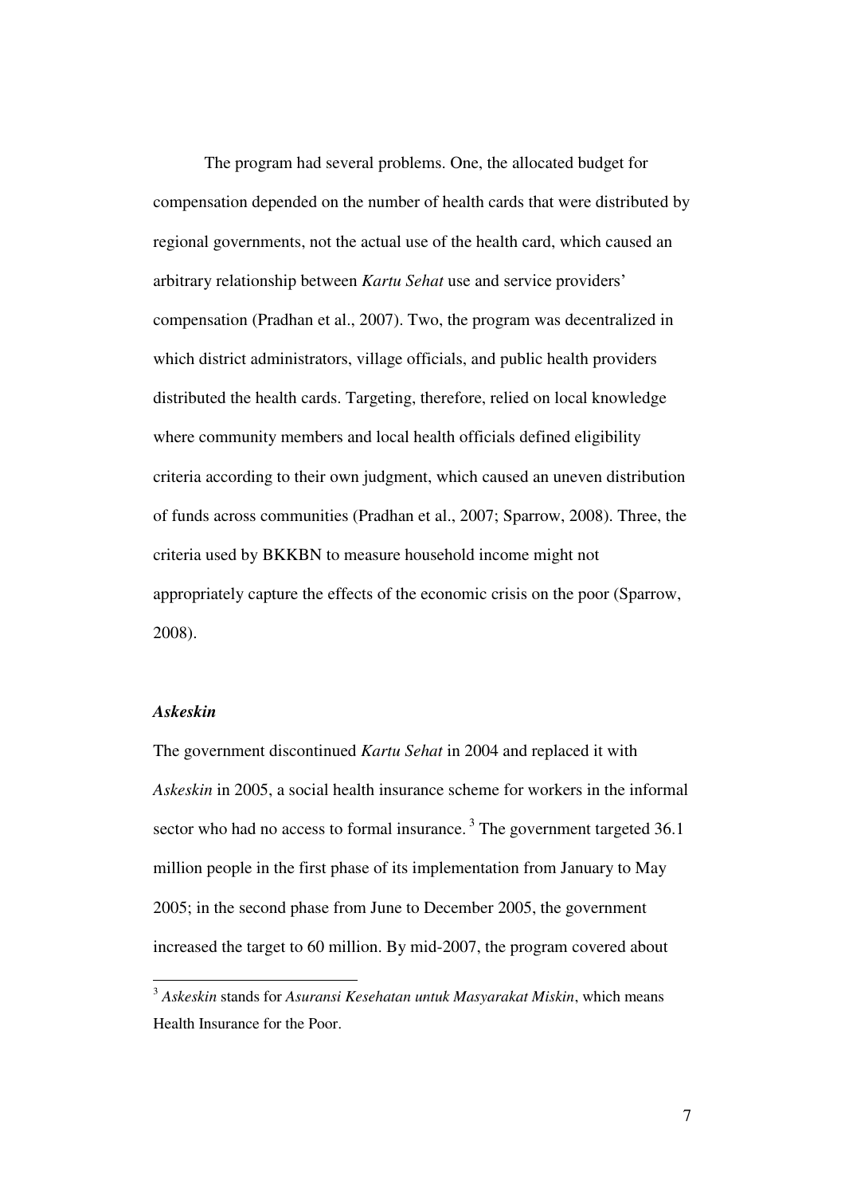The program had several problems. One, the allocated budget for compensation depended on the number of health cards that were distributed by regional governments, not the actual use of the health card, which caused an arbitrary relationship between *Kartu Sehat* use and service providers' compensation (Pradhan et al., 2007). Two, the program was decentralized in which district administrators, village officials, and public health providers distributed the health cards. Targeting, therefore, relied on local knowledge where community members and local health officials defined eligibility criteria according to their own judgment, which caused an uneven distribution of funds across communities (Pradhan et al., 2007; Sparrow, 2008). Three, the criteria used by BKKBN to measure household income might not appropriately capture the effects of the economic crisis on the poor (Sparrow, 2008).

### *Askeskin*

The government discontinued *Kartu Sehat* in 2004 and replaced it with *Askeskin* in 2005, a social health insurance scheme for workers in the informal sector who had no access to formal insurance. [3] The government targeted 36.1 million people in the first phase of its implementation from January to May 2005; in the second phase from June to December 2005, the government increased the target to 60 million. By mid-2007, the program covered about

[3] *Askeskin* stands for *Asuransi Kesehatan untuk Masyarakat Miskin*, which means Health Insurance for the Poor.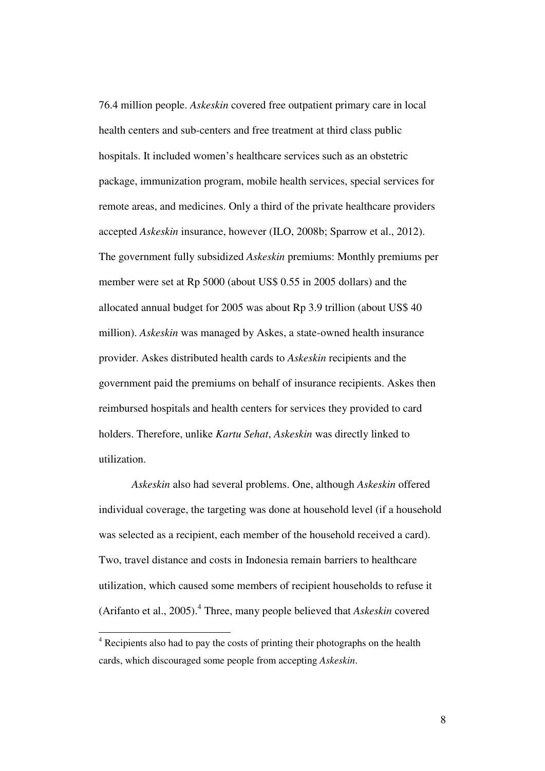76.4 million people. *Askeskin* covered free outpatient primary care in local health centers and sub-centers and free treatment at third class public hospitals. It included women's healthcare services such as an obstetric package, immunization program, mobile health services, special services for remote areas, and medicines. Only a third of the private healthcare providers accepted *Askeskin* insurance, however (ILO, 2008b; Sparrow et al., 2012). The government fully subsidized *Askeskin* premiums: Monthly premiums per member were set at Rp 5000 (about US$ 0.55 in 2005 dollars) and the allocated annual budget for 2005 was about Rp 3.9 trillion (about US$ 40 million). *Askeskin* was managed by Askes, a state-owned health insurance provider. Askes distributed health cards to *Askeskin* recipients and the government paid the premiums on behalf of insurance recipients. Askes then reimbursed hospitals and health centers for services they provided to card holders. Therefore, unlike *Kartu Sehat*, *Askeskin* was directly linked to utilization.

*Askeskin* also had several problems. One, although *Askeskin* offered individual coverage, the targeting was done at household level (if a household was selected as a recipient, each member of the household received a card). Two, travel distance and costs in Indonesia remain barriers to healthcare utilization, which caused some members of recipient households to refuse it (Arifanto et al., 2005).[4] Three, many people believed that *Askeskin* covered

[4] Recipients also had to pay the costs of printing their photographs on the health cards, which discouraged some people from accepting *Askeskin*.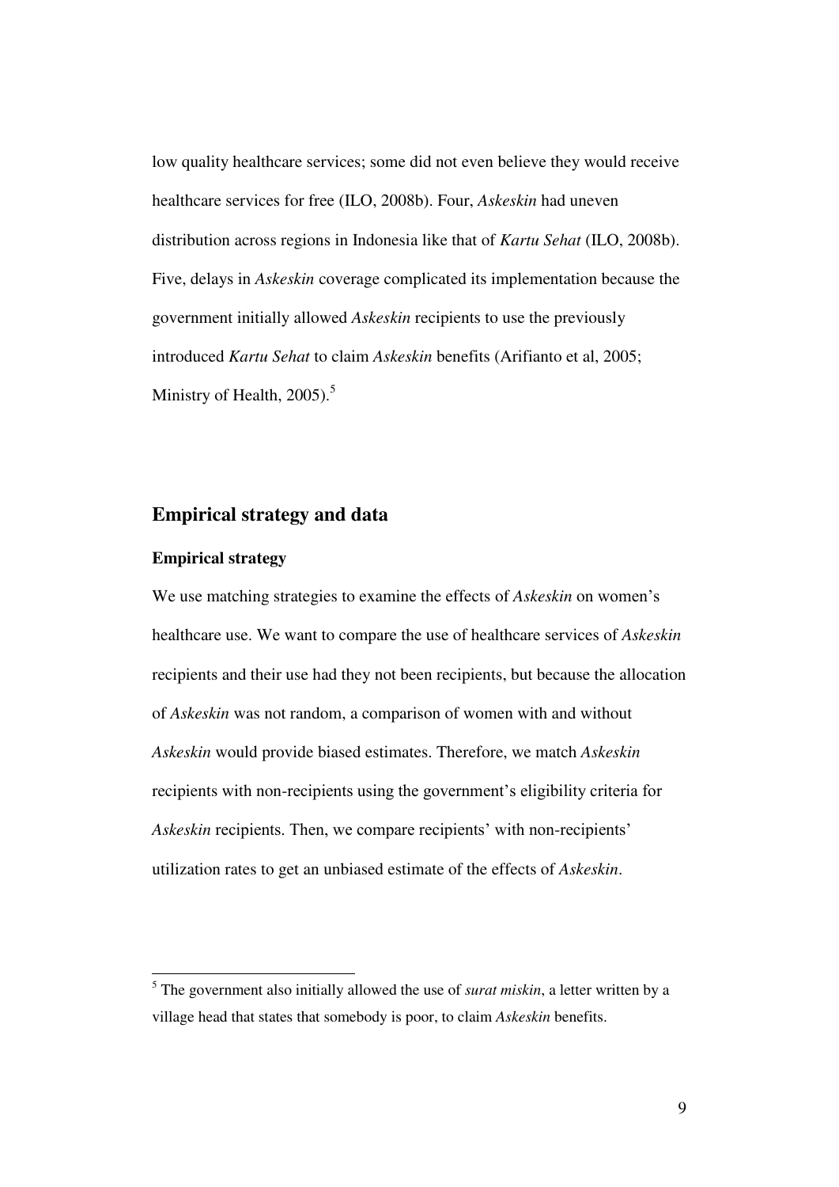low quality healthcare services; some did not even believe they would receive healthcare services for free (ILO, 2008b). Four, *Askeskin* had uneven distribution across regions in Indonesia like that of *Kartu Sehat* (ILO, 2008b). Five, delays in *Askeskin* coverage complicated its implementation because the government initially allowed *Askeskin* recipients to use the previously introduced *Kartu Sehat* to claim *Askeskin* benefits (Arifianto et al, 2005; Ministry of Health, 2005).[5]

## Empirical strategy and data

### Empirical strategy

We use matching strategies to examine the effects of *Askeskin* on women's healthcare use. We want to compare the use of healthcare services of *Askeskin* recipients and their use had they not been recipients, but because the allocation of *Askeskin* was not random, a comparison of women with and without *Askeskin* would provide biased estimates. Therefore, we match *Askeskin* recipients with non-recipients using the government's eligibility criteria for *Askeskin* recipients. Then, we compare recipients' with non-recipients' utilization rates to get an unbiased estimate of the effects of *Askeskin*.

[5] The government also initially allowed the use of *surat miskin*, a letter written by a village head that states that somebody is poor, to claim *Askeskin* benefits.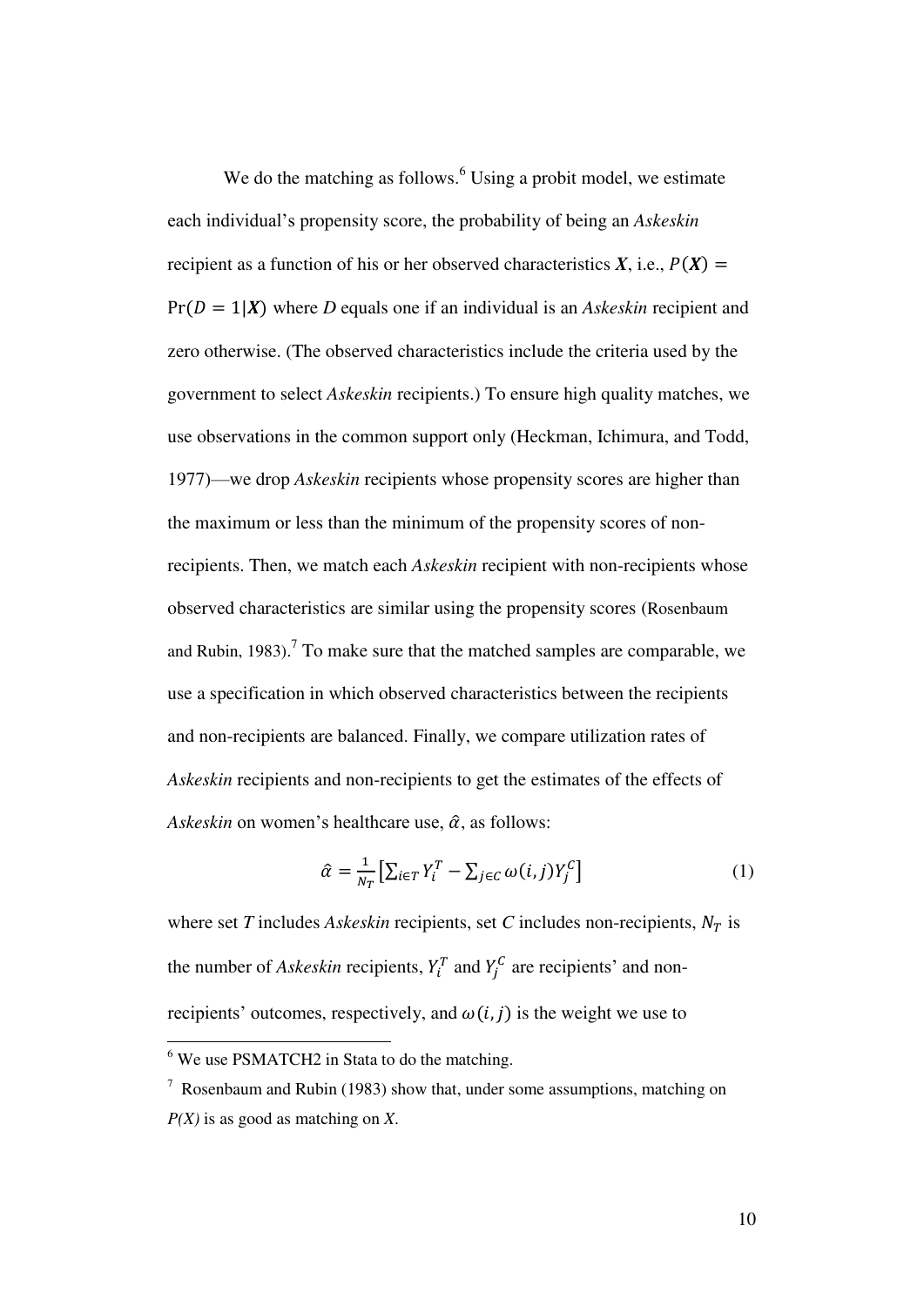We do the matching as follows.[6] Using a probit model, we estimate each individual's propensity score, the probability of being an *Askeskin* recipient as a function of his or her observed characteristics $\boldsymbol{X}$, i.e., $P(\boldsymbol{X}) = \Pr(D = 1|\boldsymbol{X})$ where $D$ equals one if an individual is an *Askeskin* recipient and zero otherwise. (The observed characteristics include the criteria used by the government to select *Askeskin* recipients.) To ensure high quality matches, we use observations in the common support only (Heckman, Ichimura, and Todd, 1977)—we drop *Askeskin* recipients whose propensity scores are higher than the maximum or less than the minimum of the propensity scores of non-recipients. Then, we match each *Askeskin* recipient with non-recipients whose observed characteristics are similar using the propensity scores (Rosenbaum and Rubin, 1983).[7] To make sure that the matched samples are comparable, we use a specification in which observed characteristics between the recipients and non-recipients are balanced. Finally, we compare utilization rates of *Askeskin* recipients and non-recipients to get the estimates of the effects of *Askeskin* on women's healthcare use, $\hat{\alpha}$, as follows:

$$\hat{\alpha} = \frac{1}{N_T}\left[\sum_{i \in T} Y_i^T - \sum_{j \in C} \omega(i,j) Y_j^C\right] \tag{1}$$

where set $T$ includes *Askeskin* recipients, set $C$ includes non-recipients, $N_T$ is the number of *Askeskin* recipients, $Y_i^T$ and $Y_j^C$ are recipients' and non-recipients' outcomes, respectively, and $\omega(i,j)$ is the weight we use to

---

[6] We use PSMATCH2 in Stata to do the matching.

[7] Rosenbaum and Rubin (1983) show that, under some assumptions, matching on *P(X)* is as good as matching on *X*.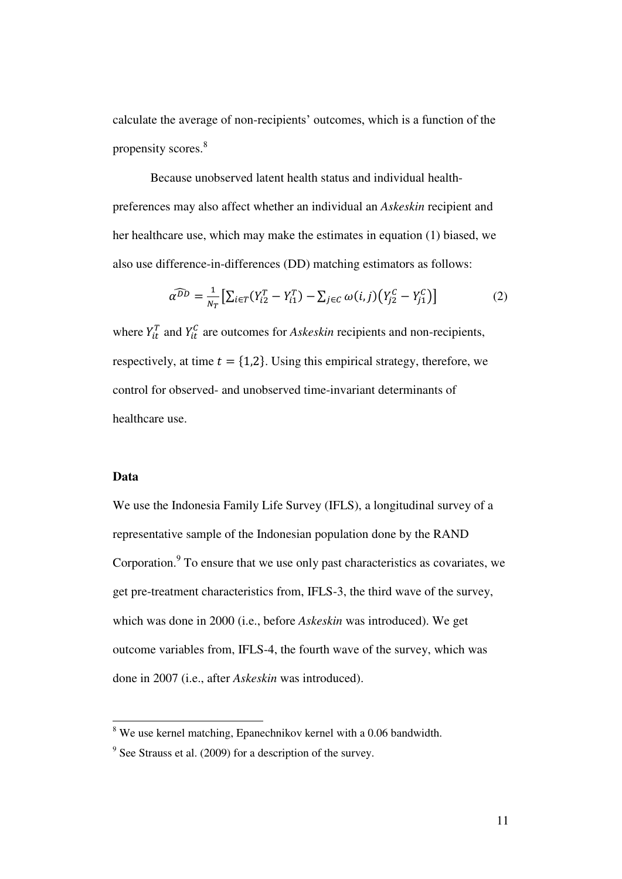calculate the average of non-recipients' outcomes, which is a function of the propensity scores.[8]

Because unobserved latent health status and individual health-preferences may also affect whether an individual an *Askeskin* recipient and her healthcare use, which may make the estimates in equation (1) biased, we also use difference-in-differences (DD) matching estimators as follows:

$$\widehat{\alpha^{DD}} = \frac{1}{N_T}\left[\sum_{i \in T}(Y_{i2}^{T} - Y_{i1}^{T}) - \sum_{j \in C}\omega(i,j)\left(Y_{j2}^{C} - Y_{j1}^{C}\right)\right] \qquad (2)$$

where $Y_{it}^{T}$ and $Y_{it}^{C}$ are outcomes for *Askeskin* recipients and non-recipients, respectively, at time $t = \{1,2\}$. Using this empirical strategy, therefore, we control for observed- and unobserved time-invariant determinants of healthcare use.

**Data**

We use the Indonesia Family Life Survey (IFLS), a longitudinal survey of a representative sample of the Indonesian population done by the RAND Corporation.[9] To ensure that we use only past characteristics as covariates, we get pre-treatment characteristics from, IFLS-3, the third wave of the survey, which was done in 2000 (i.e., before *Askeskin* was introduced). We get outcome variables from, IFLS-4, the fourth wave of the survey, which was done in 2007 (i.e., after *Askeskin* was introduced).

[8] We use kernel matching, Epanechnikov kernel with a 0.06 bandwidth.

[9] See Strauss et al. (2009) for a description of the survey.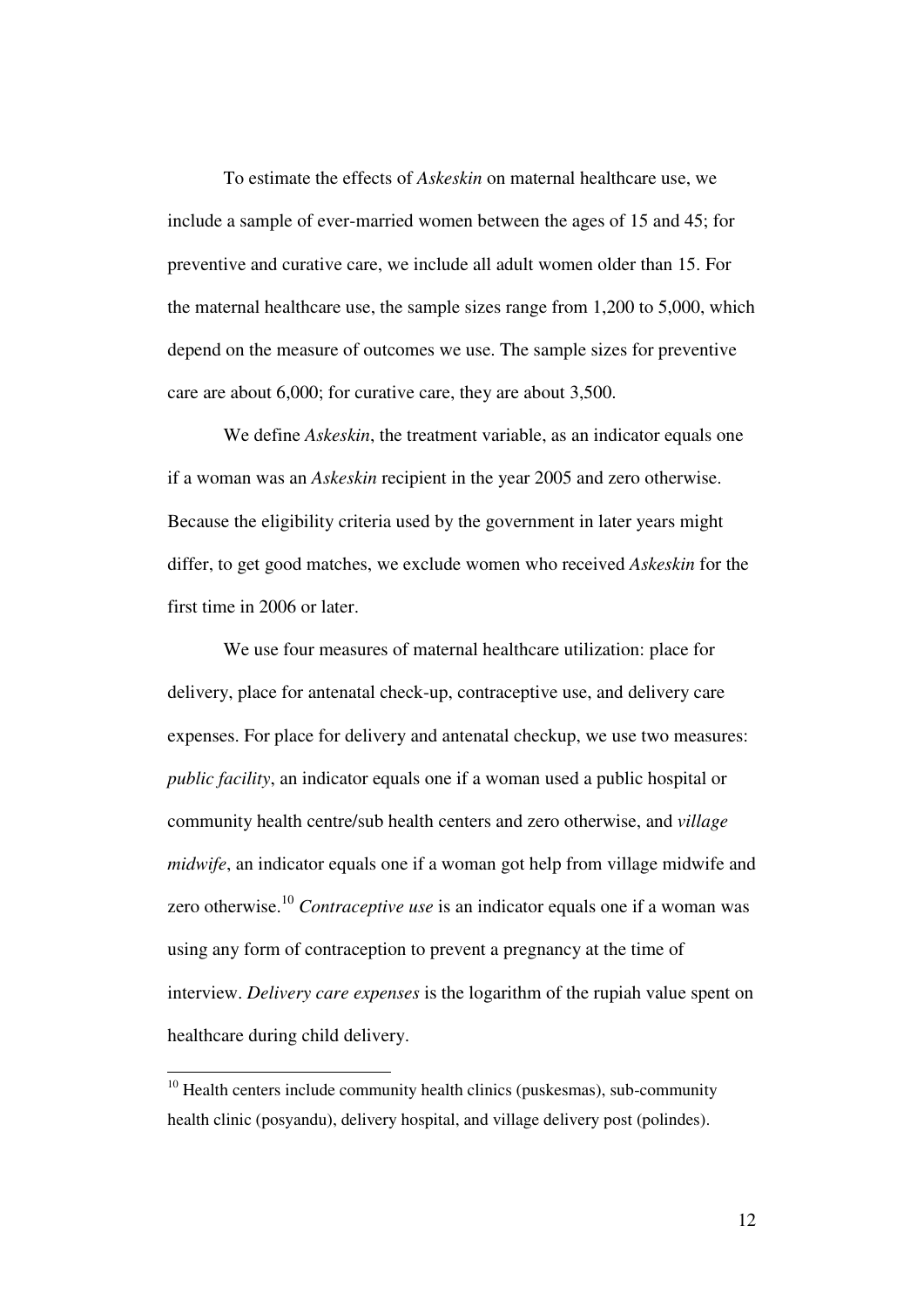To estimate the effects of *Askeskin* on maternal healthcare use, we include a sample of ever-married women between the ages of 15 and 45; for preventive and curative care, we include all adult women older than 15. For the maternal healthcare use, the sample sizes range from 1,200 to 5,000, which depend on the measure of outcomes we use. The sample sizes for preventive care are about 6,000; for curative care, they are about 3,500.

We define *Askeskin*, the treatment variable, as an indicator equals one if a woman was an *Askeskin* recipient in the year 2005 and zero otherwise. Because the eligibility criteria used by the government in later years might differ, to get good matches, we exclude women who received *Askeskin* for the first time in 2006 or later.

We use four measures of maternal healthcare utilization: place for delivery, place for antenatal check-up, contraceptive use, and delivery care expenses. For place for delivery and antenatal checkup, we use two measures: *public facility*, an indicator equals one if a woman used a public hospital or community health centre/sub health centers and zero otherwise, and *village midwife*, an indicator equals one if a woman got help from village midwife and zero otherwise.[10] *Contraceptive use* is an indicator equals one if a woman was using any form of contraception to prevent a pregnancy at the time of interview. *Delivery care expenses* is the logarithm of the rupiah value spent on healthcare during child delivery.

[10] Health centers include community health clinics (puskesmas), sub-community health clinic (posyandu), delivery hospital, and village delivery post (polindes).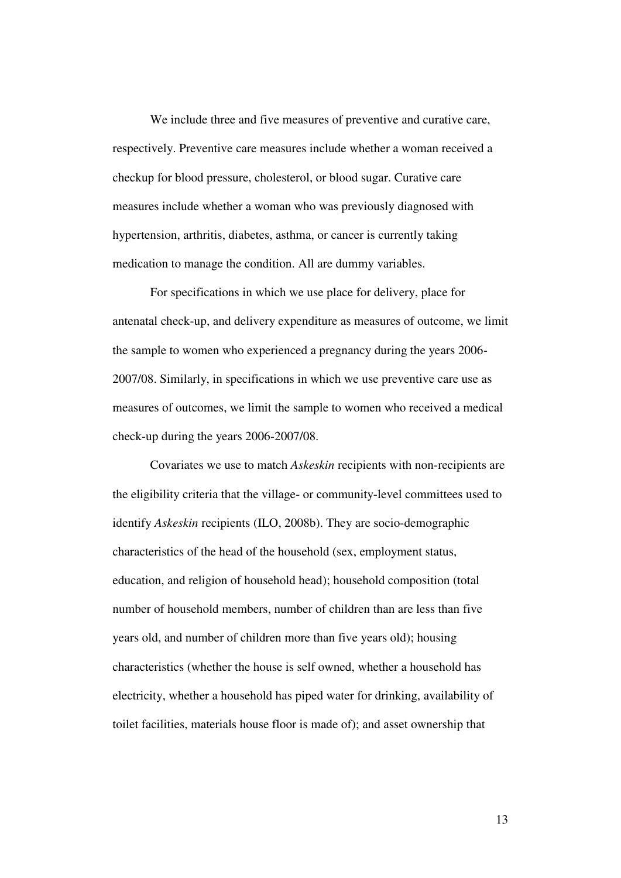We include three and five measures of preventive and curative care, respectively. Preventive care measures include whether a woman received a checkup for blood pressure, cholesterol, or blood sugar. Curative care measures include whether a woman who was previously diagnosed with hypertension, arthritis, diabetes, asthma, or cancer is currently taking medication to manage the condition. All are dummy variables.

For specifications in which we use place for delivery, place for antenatal check-up, and delivery expenditure as measures of outcome, we limit the sample to women who experienced a pregnancy during the years 2006-2007/08. Similarly, in specifications in which we use preventive care use as measures of outcomes, we limit the sample to women who received a medical check-up during the years 2006-2007/08.

Covariates we use to match *Askeskin* recipients with non-recipients are the eligibility criteria that the village- or community-level committees used to identify *Askeskin* recipients (ILO, 2008b). They are socio-demographic characteristics of the head of the household (sex, employment status, education, and religion of household head); household composition (total number of household members, number of children than are less than five years old, and number of children more than five years old); housing characteristics (whether the house is self owned, whether a household has electricity, whether a household has piped water for drinking, availability of toilet facilities, materials house floor is made of); and asset ownership that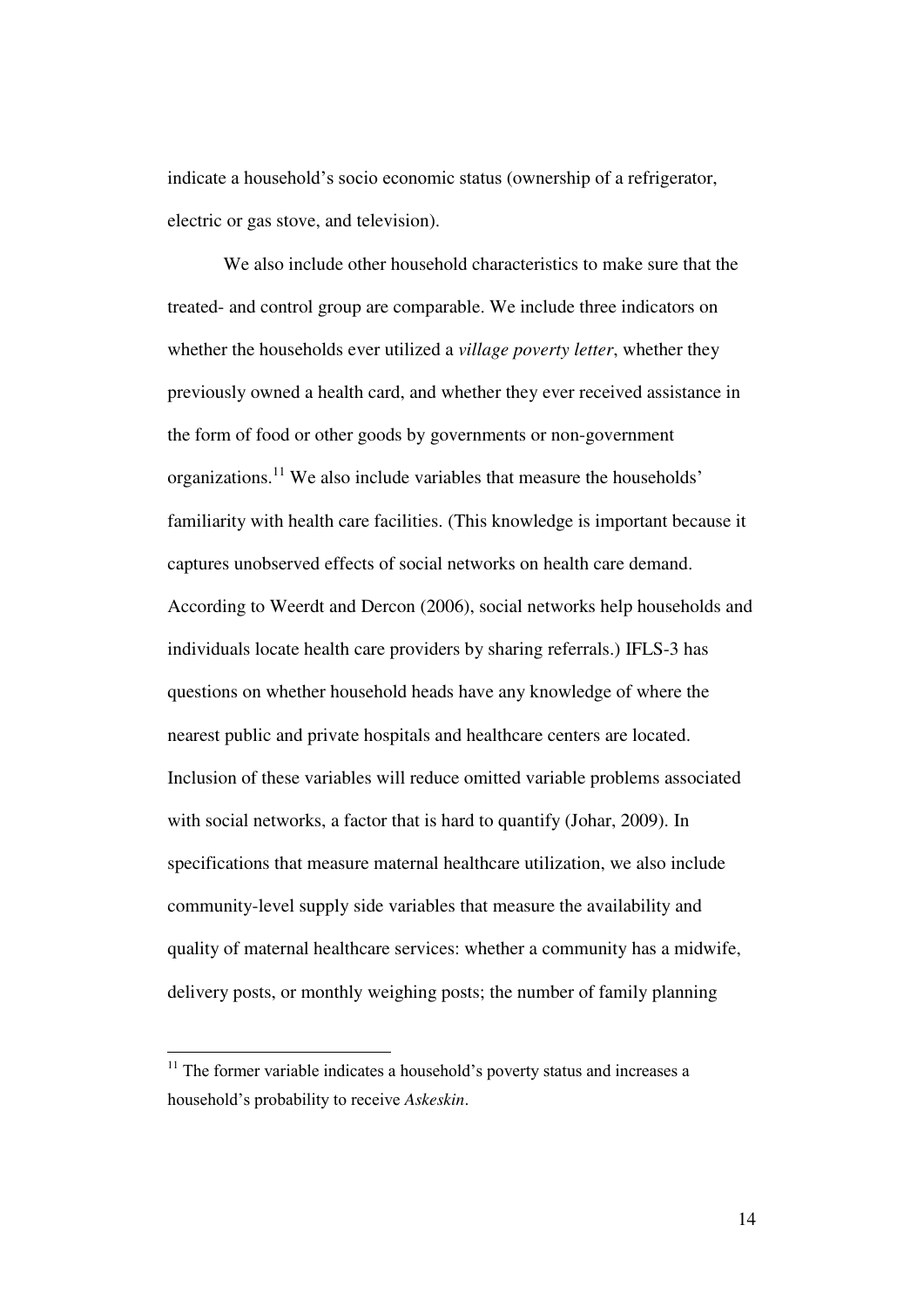indicate a household's socio economic status (ownership of a refrigerator, electric or gas stove, and television).

We also include other household characteristics to make sure that the treated- and control group are comparable. We include three indicators on whether the households ever utilized a *village poverty letter*, whether they previously owned a health card, and whether they ever received assistance in the form of food or other goods by governments or non-government organizations.[11] We also include variables that measure the households' familiarity with health care facilities. (This knowledge is important because it captures unobserved effects of social networks on health care demand. According to Weerdt and Dercon (2006), social networks help households and individuals locate health care providers by sharing referrals.) IFLS-3 has questions on whether household heads have any knowledge of where the nearest public and private hospitals and healthcare centers are located. Inclusion of these variables will reduce omitted variable problems associated with social networks, a factor that is hard to quantify (Johar, 2009). In specifications that measure maternal healthcare utilization, we also include community-level supply side variables that measure the availability and quality of maternal healthcare services: whether a community has a midwife, delivery posts, or monthly weighing posts; the number of family planning

[11] The former variable indicates a household's poverty status and increases a household's probability to receive *Askeskin*.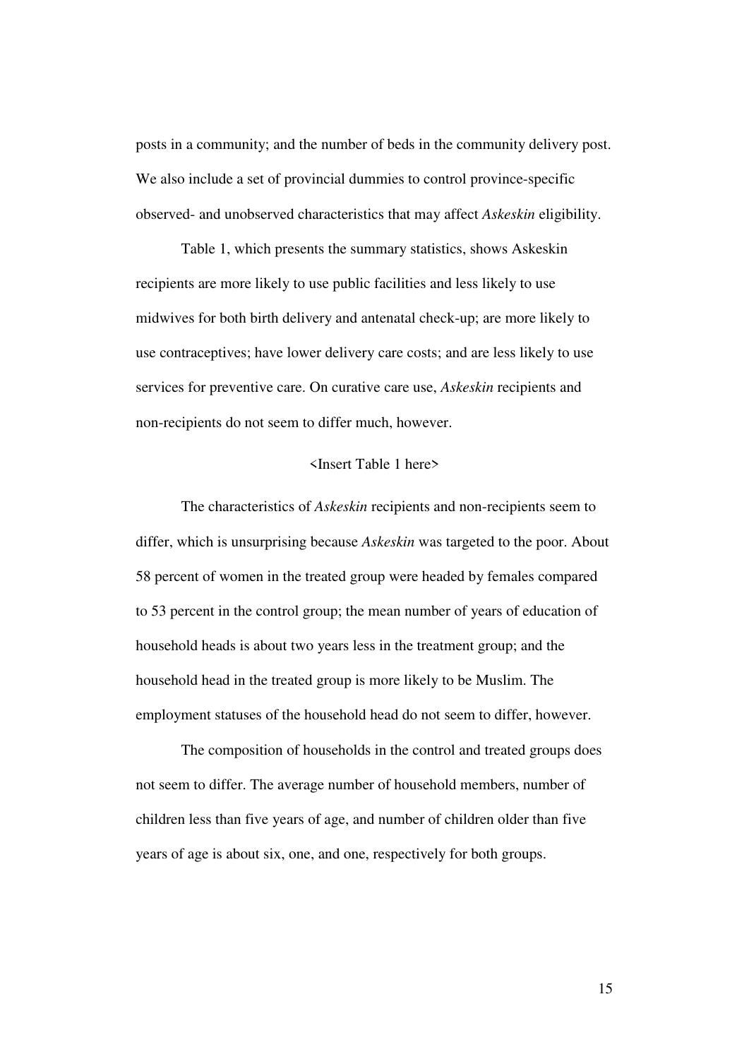posts in a community; and the number of beds in the community delivery post. We also include a set of provincial dummies to control province-specific observed- and unobserved characteristics that may affect *Askeskin* eligibility.

Table 1, which presents the summary statistics, shows Askeskin recipients are more likely to use public facilities and less likely to use midwives for both birth delivery and antenatal check-up; are more likely to use contraceptives; have lower delivery care costs; and are less likely to use services for preventive care. On curative care use, *Askeskin* recipients and non-recipients do not seem to differ much, however.

<Insert Table 1 here>

The characteristics of *Askeskin* recipients and non-recipients seem to differ, which is unsurprising because *Askeskin* was targeted to the poor. About 58 percent of women in the treated group were headed by females compared to 53 percent in the control group; the mean number of years of education of household heads is about two years less in the treatment group; and the household head in the treated group is more likely to be Muslim. The employment statuses of the household head do not seem to differ, however.

The composition of households in the control and treated groups does not seem to differ. The average number of household members, number of children less than five years of age, and number of children older than five years of age is about six, one, and one, respectively for both groups.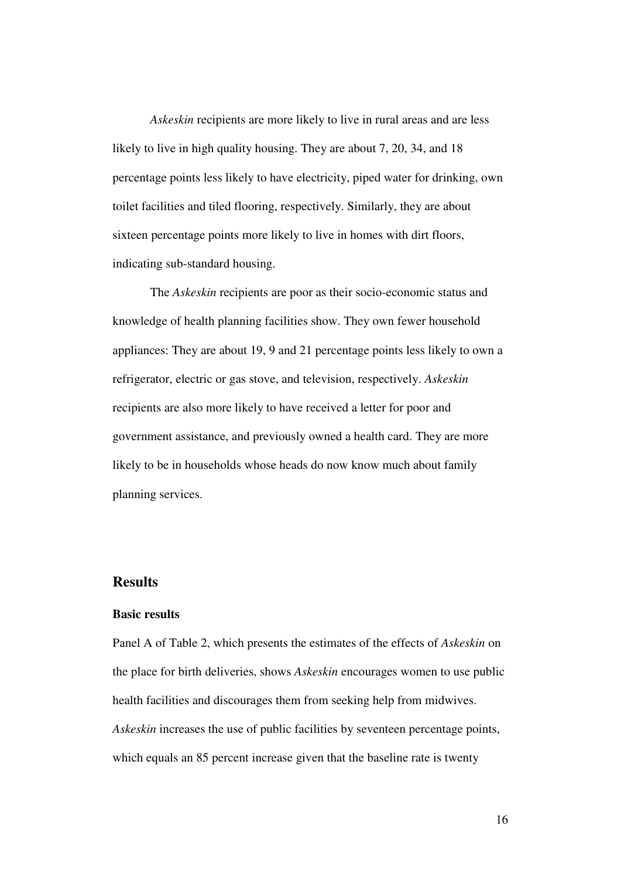*Askeskin* recipients are more likely to live in rural areas and are less likely to live in high quality housing. They are about 7, 20, 34, and 18 percentage points less likely to have electricity, piped water for drinking, own toilet facilities and tiled flooring, respectively. Similarly, they are about sixteen percentage points more likely to live in homes with dirt floors, indicating sub-standard housing.

The *Askeskin* recipients are poor as their socio-economic status and knowledge of health planning facilities show. They own fewer household appliances: They are about 19, 9 and 21 percentage points less likely to own a refrigerator, electric or gas stove, and television, respectively. *Askeskin* recipients are also more likely to have received a letter for poor and government assistance, and previously owned a health card. They are more likely to be in households whose heads do now know much about family planning services.

## Results

### Basic results

Panel A of Table 2, which presents the estimates of the effects of *Askeskin* on the place for birth deliveries, shows *Askeskin* encourages women to use public health facilities and discourages them from seeking help from midwives. *Askeskin* increases the use of public facilities by seventeen percentage points, which equals an 85 percent increase given that the baseline rate is twenty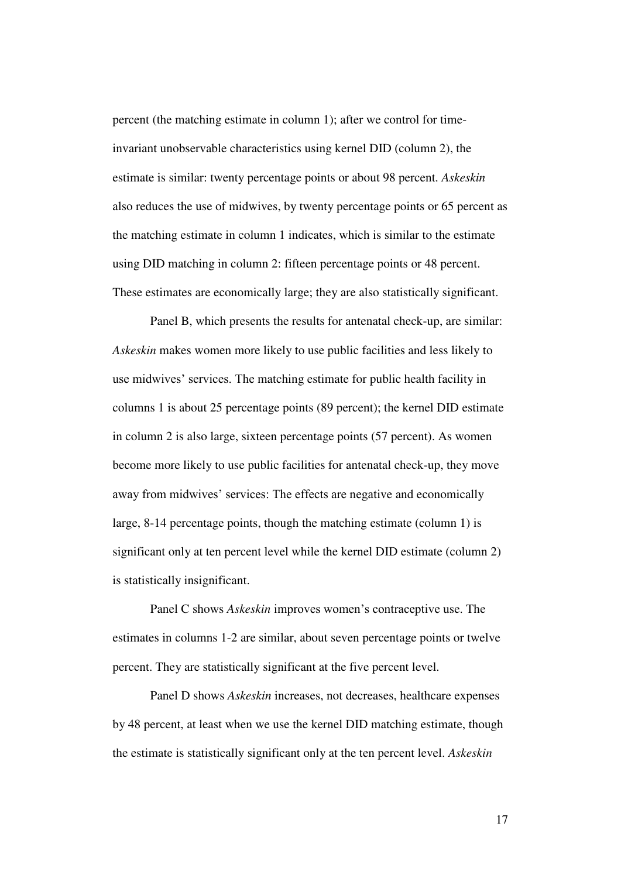percent (the matching estimate in column 1); after we control for time-invariant unobservable characteristics using kernel DID (column 2), the estimate is similar: twenty percentage points or about 98 percent. *Askeskin* also reduces the use of midwives, by twenty percentage points or 65 percent as the matching estimate in column 1 indicates, which is similar to the estimate using DID matching in column 2: fifteen percentage points or 48 percent. These estimates are economically large; they are also statistically significant.

Panel B, which presents the results for antenatal check-up, are similar: *Askeskin* makes women more likely to use public facilities and less likely to use midwives' services. The matching estimate for public health facility in columns 1 is about 25 percentage points (89 percent); the kernel DID estimate in column 2 is also large, sixteen percentage points (57 percent). As women become more likely to use public facilities for antenatal check-up, they move away from midwives' services: The effects are negative and economically large, 8-14 percentage points, though the matching estimate (column 1) is significant only at ten percent level while the kernel DID estimate (column 2) is statistically insignificant.

Panel C shows *Askeskin* improves women's contraceptive use. The estimates in columns 1-2 are similar, about seven percentage points or twelve percent. They are statistically significant at the five percent level.

Panel D shows *Askeskin* increases, not decreases, healthcare expenses by 48 percent, at least when we use the kernel DID matching estimate, though the estimate is statistically significant only at the ten percent level. *Askeskin*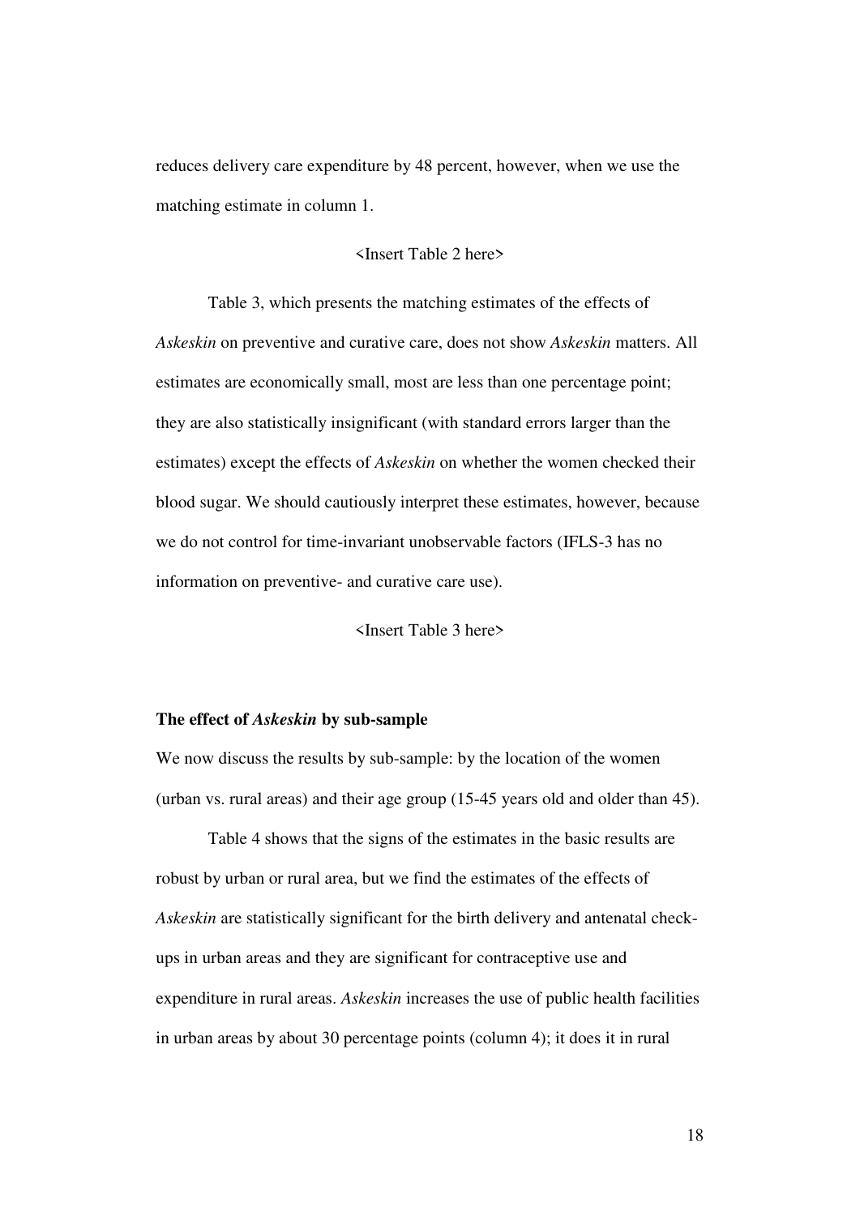reduces delivery care expenditure by 48 percent, however, when we use the matching estimate in column 1.

<Insert Table 2 here>

Table 3, which presents the matching estimates of the effects of *Askeskin* on preventive and curative care, does not show *Askeskin* matters. All estimates are economically small, most are less than one percentage point; they are also statistically insignificant (with standard errors larger than the estimates) except the effects of *Askeskin* on whether the women checked their blood sugar. We should cautiously interpret these estimates, however, because we do not control for time-invariant unobservable factors (IFLS-3 has no information on preventive- and curative care use).

<Insert Table 3 here>

### The effect of *Askeskin* by sub-sample

We now discuss the results by sub-sample: by the location of the women (urban vs. rural areas) and their age group (15-45 years old and older than 45).

Table 4 shows that the signs of the estimates in the basic results are robust by urban or rural area, but we find the estimates of the effects of *Askeskin* are statistically significant for the birth delivery and antenatal check-ups in urban areas and they are significant for contraceptive use and expenditure in rural areas. *Askeskin* increases the use of public health facilities in urban areas by about 30 percentage points (column 4); it does it in rural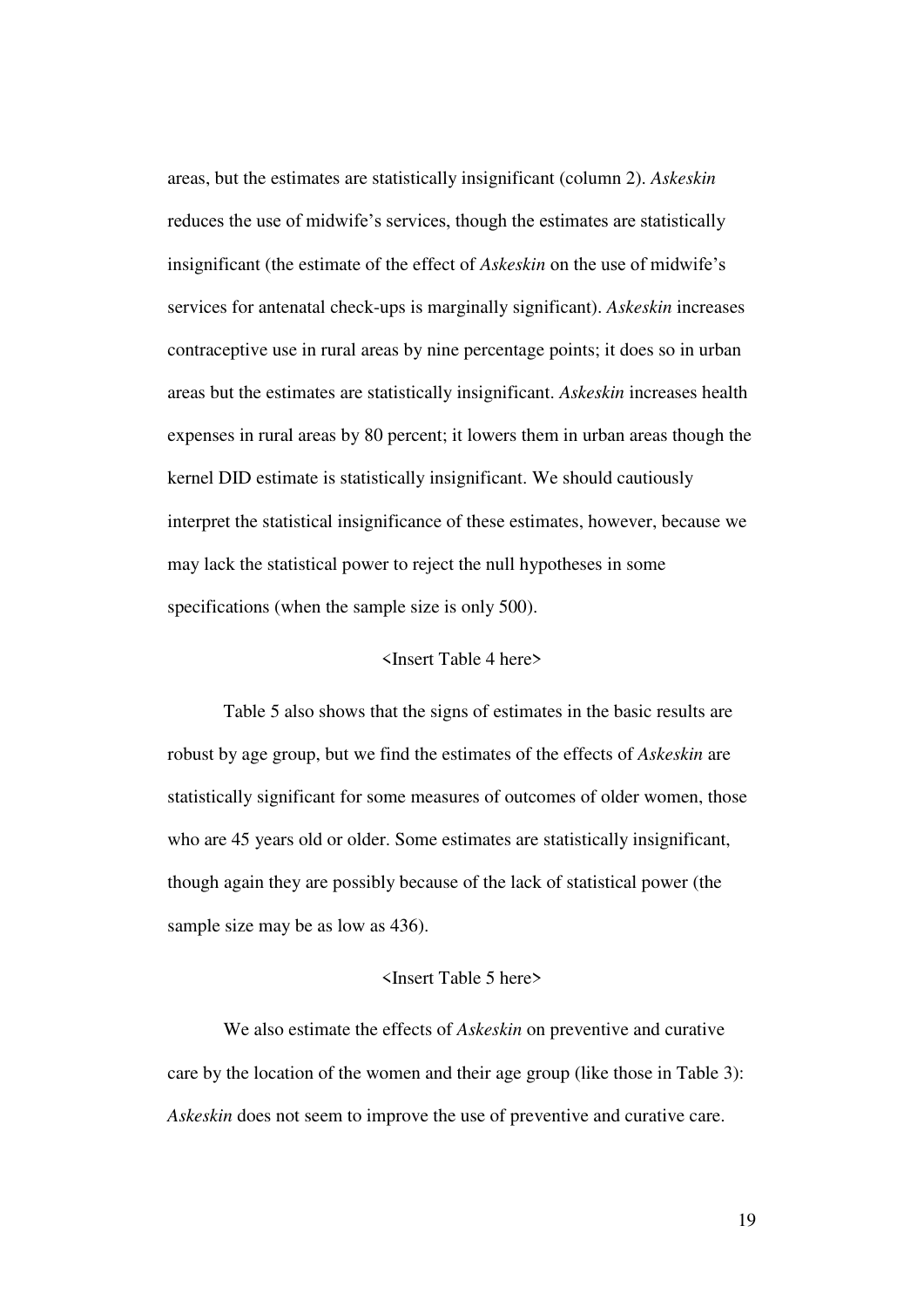areas, but the estimates are statistically insignificant (column 2). *Askeskin* reduces the use of midwife's services, though the estimates are statistically insignificant (the estimate of the effect of *Askeskin* on the use of midwife's services for antenatal check-ups is marginally significant). *Askeskin* increases contraceptive use in rural areas by nine percentage points; it does so in urban areas but the estimates are statistically insignificant. *Askeskin* increases health expenses in rural areas by 80 percent; it lowers them in urban areas though the kernel DID estimate is statistically insignificant. We should cautiously interpret the statistical insignificance of these estimates, however, because we may lack the statistical power to reject the null hypotheses in some specifications (when the sample size is only 500).

<Insert Table 4 here>

Table 5 also shows that the signs of estimates in the basic results are robust by age group, but we find the estimates of the effects of *Askeskin* are statistically significant for some measures of outcomes of older women, those who are 45 years old or older. Some estimates are statistically insignificant, though again they are possibly because of the lack of statistical power (the sample size may be as low as 436).

<Insert Table 5 here>

We also estimate the effects of *Askeskin* on preventive and curative care by the location of the women and their age group (like those in Table 3): *Askeskin* does not seem to improve the use of preventive and curative care.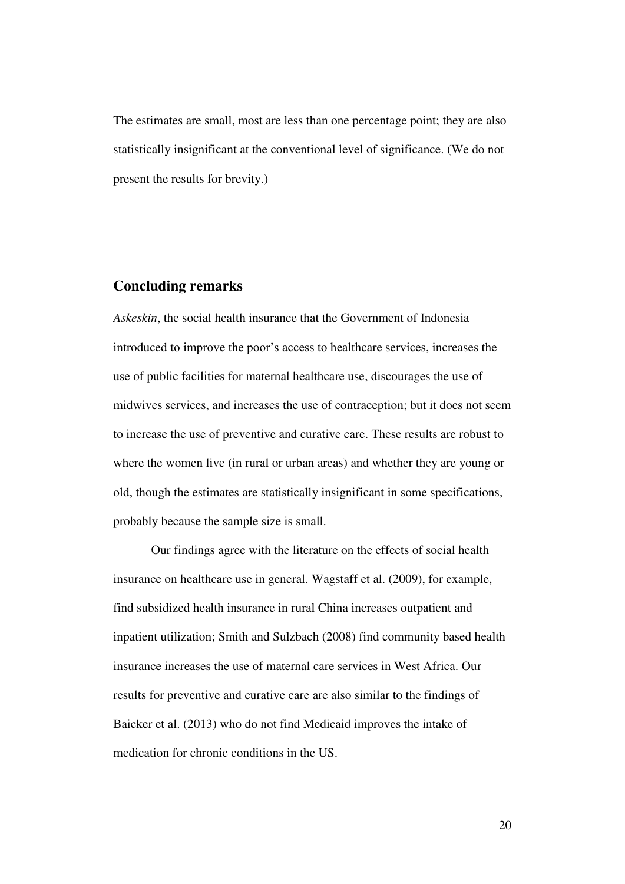The estimates are small, most are less than one percentage point; they are also statistically insignificant at the conventional level of significance. (We do not present the results for brevity.)

## Concluding remarks

*Askeskin*, the social health insurance that the Government of Indonesia introduced to improve the poor's access to healthcare services, increases the use of public facilities for maternal healthcare use, discourages the use of midwives services, and increases the use of contraception; but it does not seem to increase the use of preventive and curative care. These results are robust to where the women live (in rural or urban areas) and whether they are young or old, though the estimates are statistically insignificant in some specifications, probably because the sample size is small.

Our findings agree with the literature on the effects of social health insurance on healthcare use in general. Wagstaff et al. (2009), for example, find subsidized health insurance in rural China increases outpatient and inpatient utilization; Smith and Sulzbach (2008) find community based health insurance increases the use of maternal care services in West Africa. Our results for preventive and curative care are also similar to the findings of Baicker et al. (2013) who do not find Medicaid improves the intake of medication for chronic conditions in the US.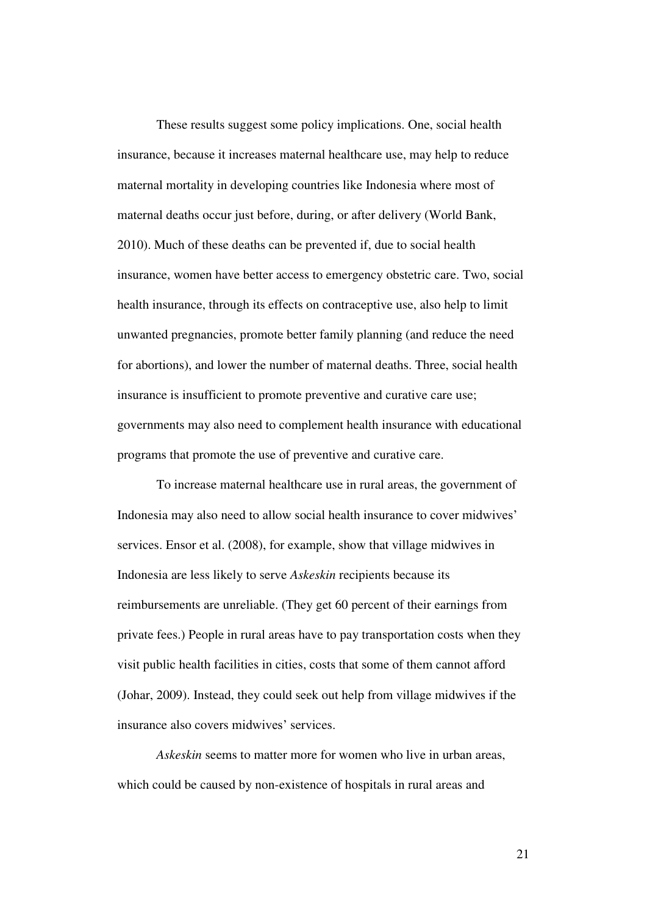These results suggest some policy implications. One, social health insurance, because it increases maternal healthcare use, may help to reduce maternal mortality in developing countries like Indonesia where most of maternal deaths occur just before, during, or after delivery (World Bank, 2010). Much of these deaths can be prevented if, due to social health insurance, women have better access to emergency obstetric care. Two, social health insurance, through its effects on contraceptive use, also help to limit unwanted pregnancies, promote better family planning (and reduce the need for abortions), and lower the number of maternal deaths. Three, social health insurance is insufficient to promote preventive and curative care use; governments may also need to complement health insurance with educational programs that promote the use of preventive and curative care.

To increase maternal healthcare use in rural areas, the government of Indonesia may also need to allow social health insurance to cover midwives' services. Ensor et al. (2008), for example, show that village midwives in Indonesia are less likely to serve *Askeskin* recipients because its reimbursements are unreliable. (They get 60 percent of their earnings from private fees.) People in rural areas have to pay transportation costs when they visit public health facilities in cities, costs that some of them cannot afford (Johar, 2009). Instead, they could seek out help from village midwives if the insurance also covers midwives' services.

*Askeskin* seems to matter more for women who live in urban areas, which could be caused by non-existence of hospitals in rural areas and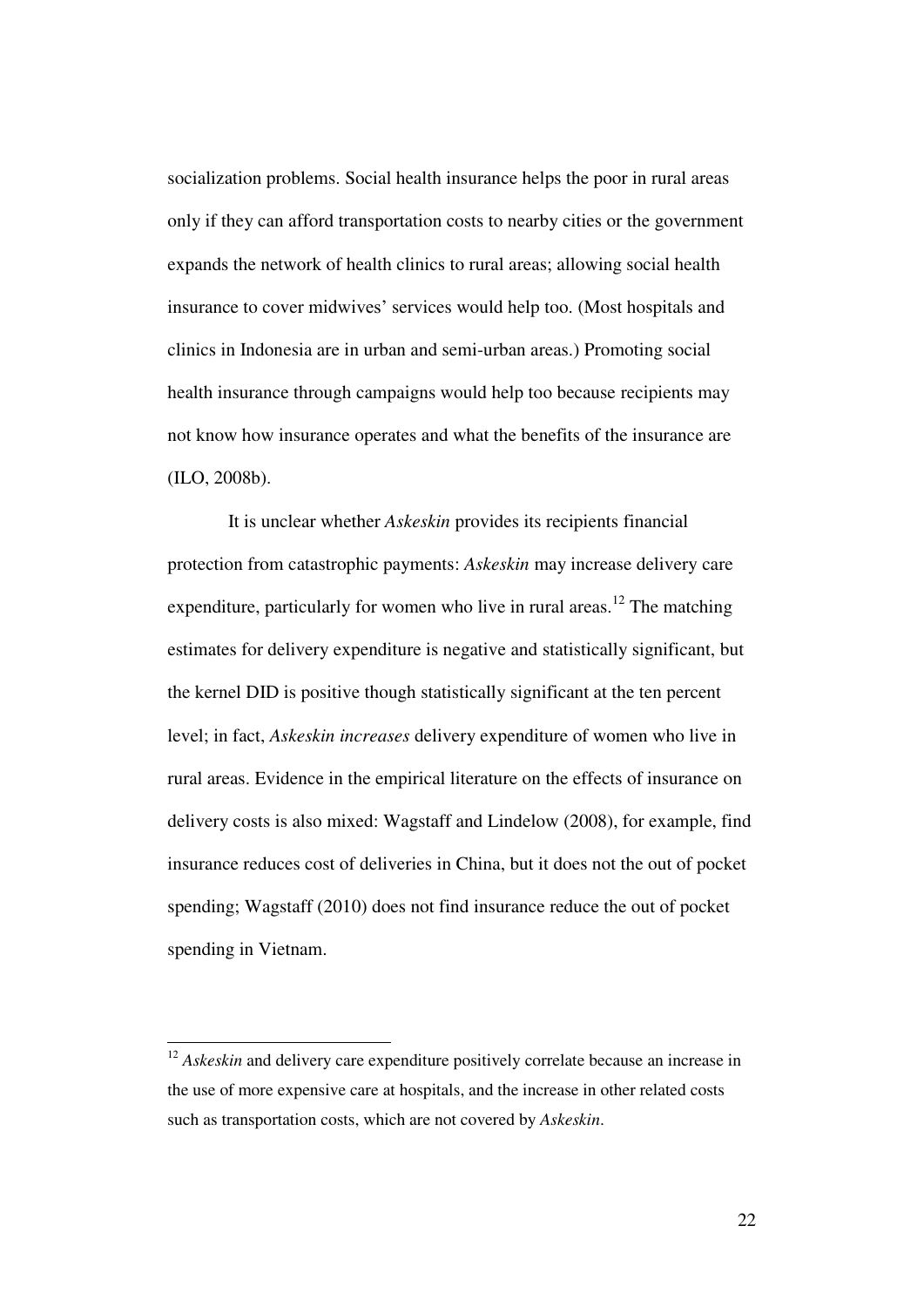socialization problems. Social health insurance helps the poor in rural areas only if they can afford transportation costs to nearby cities or the government expands the network of health clinics to rural areas; allowing social health insurance to cover midwives' services would help too. (Most hospitals and clinics in Indonesia are in urban and semi-urban areas.) Promoting social health insurance through campaigns would help too because recipients may not know how insurance operates and what the benefits of the insurance are (ILO, 2008b).

It is unclear whether *Askeskin* provides its recipients financial protection from catastrophic payments: *Askeskin* may increase delivery care expenditure, particularly for women who live in rural areas.[12] The matching estimates for delivery expenditure is negative and statistically significant, but the kernel DID is positive though statistically significant at the ten percent level; in fact, *Askeskin increases* delivery expenditure of women who live in rural areas. Evidence in the empirical literature on the effects of insurance on delivery costs is also mixed: Wagstaff and Lindelow (2008), for example, find insurance reduces cost of deliveries in China, but it does not the out of pocket spending; Wagstaff (2010) does not find insurance reduce the out of pocket spending in Vietnam.

---

[12] *Askeskin* and delivery care expenditure positively correlate because an increase in the use of more expensive care at hospitals, and the increase in other related costs such as transportation costs, which are not covered by *Askeskin*.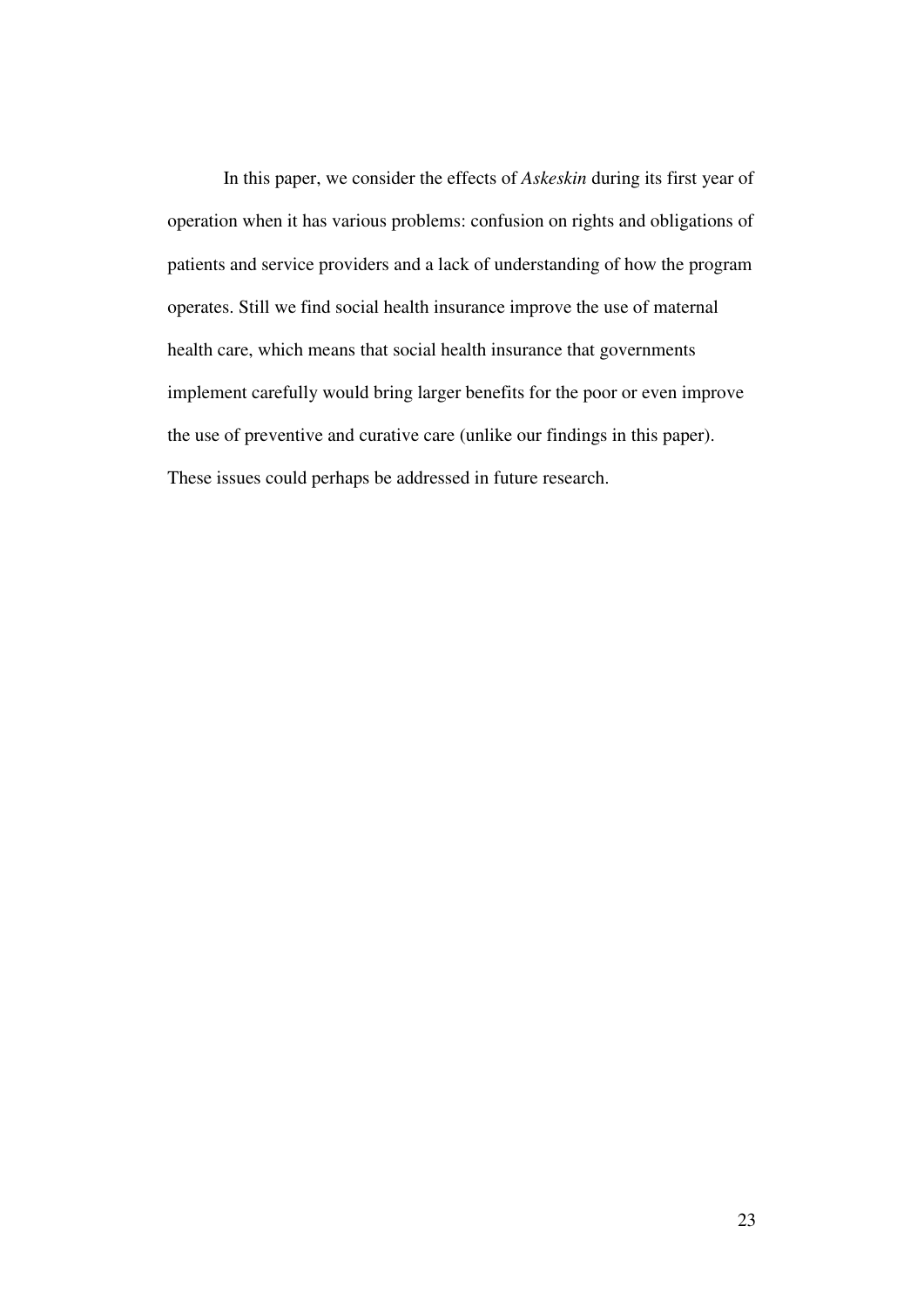In this paper, we consider the effects of *Askeskin* during its first year of operation when it has various problems: confusion on rights and obligations of patients and service providers and a lack of understanding of how the program operates. Still we find social health insurance improve the use of maternal health care, which means that social health insurance that governments implement carefully would bring larger benefits for the poor or even improve the use of preventive and curative care (unlike our findings in this paper). These issues could perhaps be addressed in future research.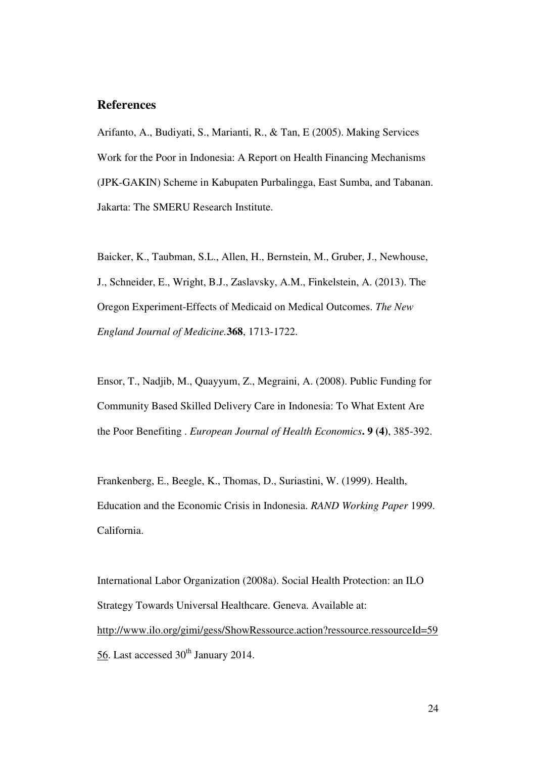## References

Arifanto, A., Budiyati, S., Marianti, R., & Tan, E (2005). Making Services Work for the Poor in Indonesia: A Report on Health Financing Mechanisms (JPK-GAKIN) Scheme in Kabupaten Purbalingga, East Sumba, and Tabanan. Jakarta: The SMERU Research Institute.

Baicker, K., Taubman, S.L., Allen, H., Bernstein, M., Gruber, J., Newhouse, J., Schneider, E., Wright, B.J., Zaslavsky, A.M., Finkelstein, A. (2013). The Oregon Experiment-Effects of Medicaid on Medical Outcomes. *The New England Journal of Medicine*.**368**, 1713-1722.

Ensor, T., Nadjib, M., Quayyum, Z., Megraini, A. (2008). Public Funding for Community Based Skilled Delivery Care in Indonesia: To What Extent Are the Poor Benefiting . *European Journal of Health Economics***. 9 (4)**, 385-392.

Frankenberg, E., Beegle, K., Thomas, D., Suriastini, W. (1999). Health, Education and the Economic Crisis in Indonesia. *RAND Working Paper* 1999. California.

International Labor Organization (2008a). Social Health Protection: an ILO Strategy Towards Universal Healthcare. Geneva. Available at: http://www.ilo.org/gimi/gess/ShowRessource.action?ressource.ressourceId=5956. Last accessed 30th January 2014.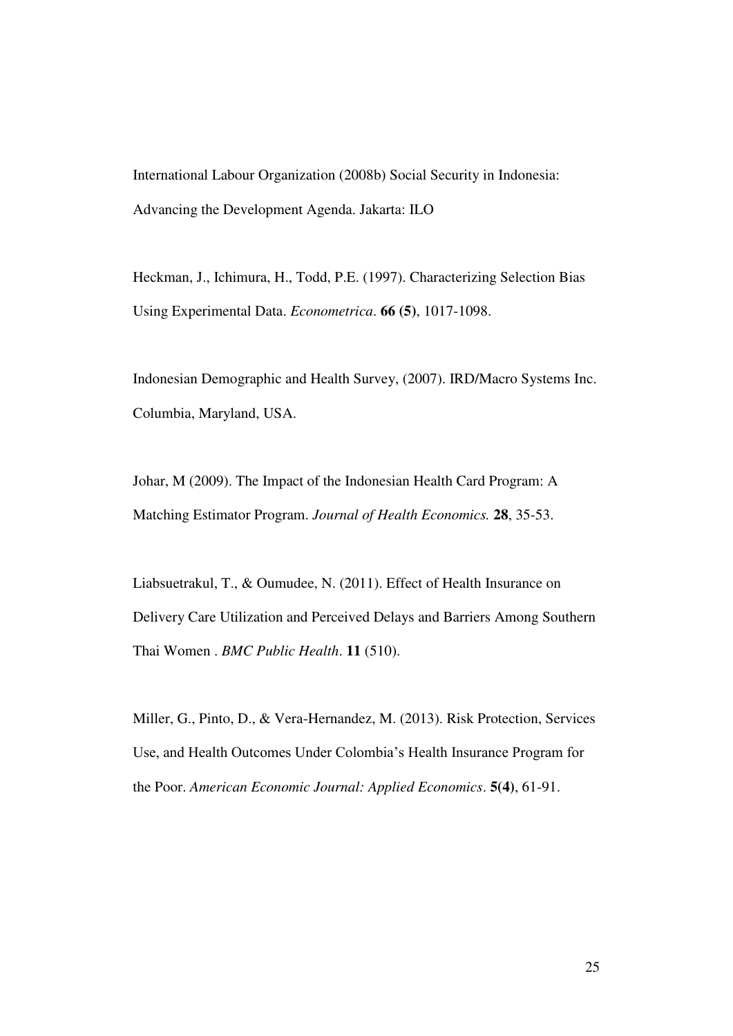International Labour Organization (2008b) Social Security in Indonesia: Advancing the Development Agenda. Jakarta: ILO

Heckman, J., Ichimura, H., Todd, P.E. (1997). Characterizing Selection Bias Using Experimental Data. *Econometrica*. **66 (5)**, 1017-1098.

Indonesian Demographic and Health Survey, (2007). IRD/Macro Systems Inc. Columbia, Maryland, USA.

Johar, M (2009). The Impact of the Indonesian Health Card Program: A Matching Estimator Program. *Journal of Health Economics.* **28**, 35-53.

Liabsuetrakul, T., & Oumudee, N. (2011). Effect of Health Insurance on Delivery Care Utilization and Perceived Delays and Barriers Among Southern Thai Women . *BMC Public Health*. **11** (510).

Miller, G., Pinto, D., & Vera-Hernandez, M. (2013). Risk Protection, Services Use, and Health Outcomes Under Colombia's Health Insurance Program for the Poor. *American Economic Journal: Applied Economics*. **5(4)**, 61-91.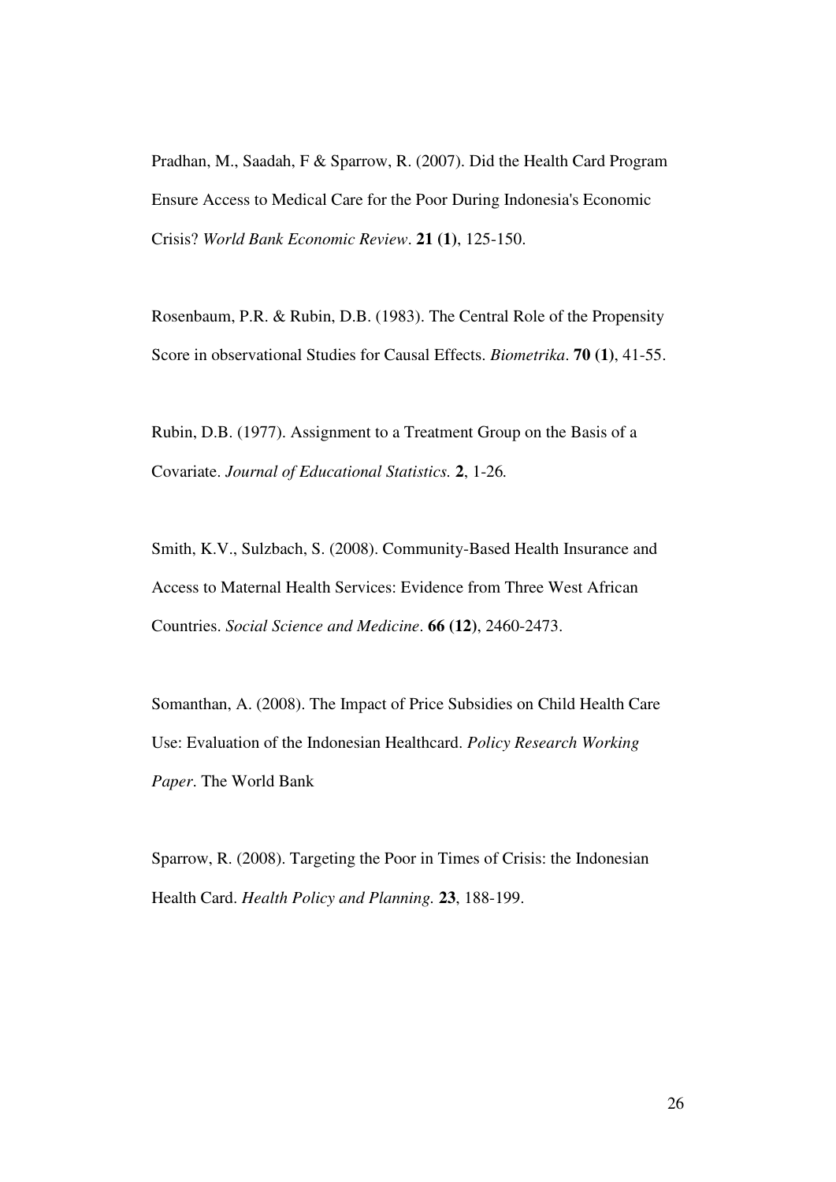Pradhan, M., Saadah, F & Sparrow, R. (2007). Did the Health Card Program Ensure Access to Medical Care for the Poor During Indonesia's Economic Crisis? *World Bank Economic Review*. **21 (1)**, 125-150.

Rosenbaum, P.R. & Rubin, D.B. (1983). The Central Role of the Propensity Score in observational Studies for Causal Effects. *Biometrika*. **70 (1)**, 41-55.

Rubin, D.B. (1977). Assignment to a Treatment Group on the Basis of a Covariate. *Journal of Educational Statistics.* **2**, 1-26*.*

Smith, K.V., Sulzbach, S. (2008). Community-Based Health Insurance and Access to Maternal Health Services: Evidence from Three West African Countries. *Social Science and Medicine*. **66 (12)**, 2460-2473.

Somanthan, A. (2008). The Impact of Price Subsidies on Child Health Care Use: Evaluation of the Indonesian Healthcard. *Policy Research Working Paper*. The World Bank

Sparrow, R. (2008). Targeting the Poor in Times of Crisis: the Indonesian Health Card. *Health Policy and Planning.* **23**, 188-199.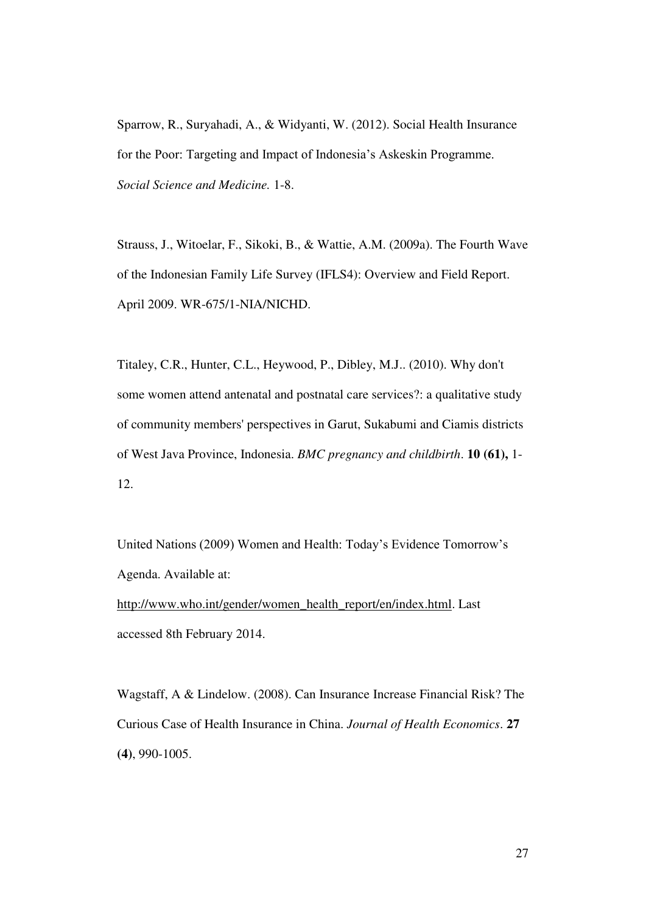Sparrow, R., Suryahadi, A., & Widyanti, W. (2012). Social Health Insurance for the Poor: Targeting and Impact of Indonesia's Askeskin Programme. *Social Science and Medicine.* 1-8.

Strauss, J., Witoelar, F., Sikoki, B., & Wattie, A.M. (2009a). The Fourth Wave of the Indonesian Family Life Survey (IFLS4): Overview and Field Report. April 2009. WR-675/1-NIA/NICHD.

Titaley, C.R., Hunter, C.L., Heywood, P., Dibley, M.J.. (2010). Why don't some women attend antenatal and postnatal care services?: a qualitative study of community members' perspectives in Garut, Sukabumi and Ciamis districts of West Java Province, Indonesia. *BMC pregnancy and childbirth*. **10 (61),** 1-12.

United Nations (2009) Women and Health: Today's Evidence Tomorrow's Agenda. Available at: http://www.who.int/gender/women_health_report/en/index.html. Last accessed 8th February 2014.

Wagstaff, A & Lindelow. (2008). Can Insurance Increase Financial Risk? The Curious Case of Health Insurance in China. *Journal of Health Economics*. **27 (4)**, 990-1005.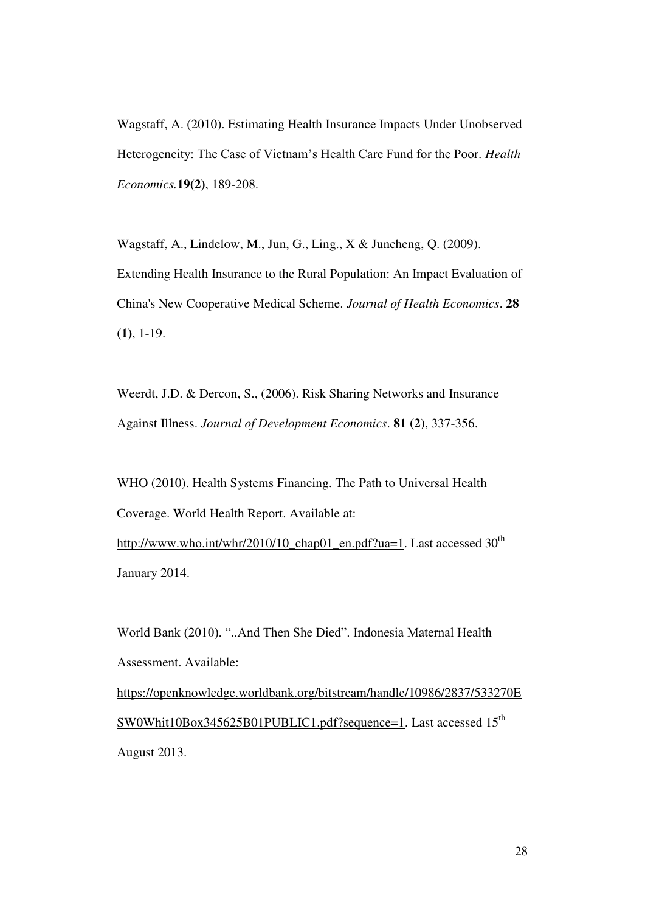Wagstaff, A. (2010). Estimating Health Insurance Impacts Under Unobserved Heterogeneity: The Case of Vietnam's Health Care Fund for the Poor. *Health Economics.* **19(2)**, 189-208.

Wagstaff, A., Lindelow, M., Jun, G., Ling., X & Juncheng, Q. (2009). Extending Health Insurance to the Rural Population: An Impact Evaluation of China's New Cooperative Medical Scheme. *Journal of Health Economics*. **28 (1)**, 1-19.

Weerdt, J.D. & Dercon, S., (2006). Risk Sharing Networks and Insurance Against Illness. *Journal of Development Economics*. **81 (2)**, 337-356.

WHO (2010). Health Systems Financing. The Path to Universal Health Coverage. World Health Report. Available at: http://www.who.int/whr/2010/10_chap01_en.pdf?ua=1. Last accessed 30th January 2014.

World Bank (2010). "..And Then She Died". Indonesia Maternal Health Assessment. Available: https://openknowledge.worldbank.org/bitstream/handle/10986/2837/533270ESW0Whit10Box345625B01PUBLIC1.pdf?sequence=1. Last accessed 15th August 2013.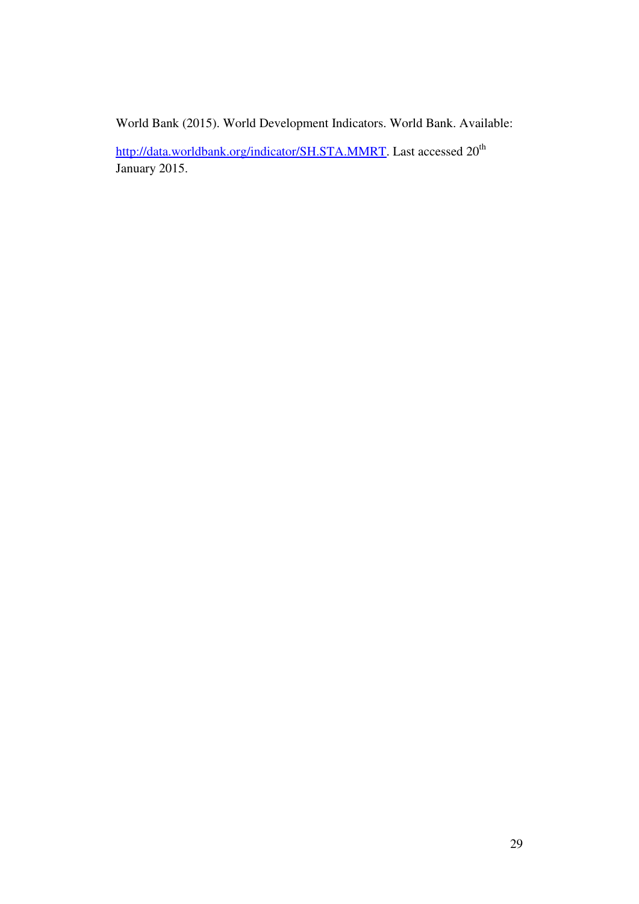World Bank (2015). World Development Indicators. World Bank. Available:

[http://data.worldbank.org/indicator/SH.STA.MMRT](http://data.worldbank.org/indicator/SH.STA.MMRT). Last accessed 20th January 2015.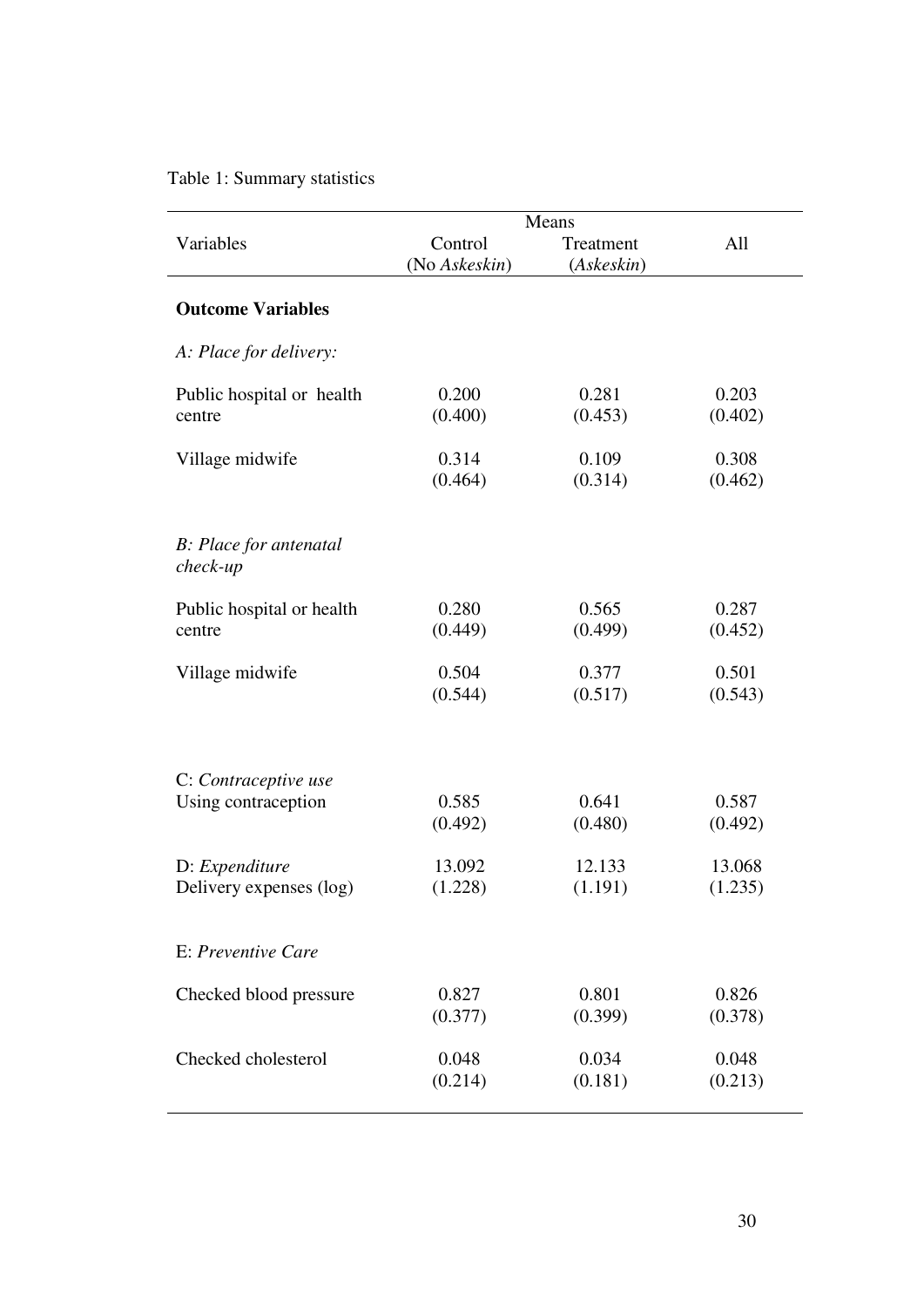Table 1: Summary statistics

| Variables | Means | | |
|---|---|---|---|
| | Control (No *Askeskin*) | Treatment (*Askeskin*) | All |
| **Outcome Variables** | | | |
| *A: Place for delivery:* | | | |
| Public hospital or health centre | 0.200<br>(0.400) | 0.281<br>(0.453) | 0.203<br>(0.402) |
| Village midwife | 0.314<br>(0.464) | 0.109<br>(0.314) | 0.308<br>(0.462) |
| *B: Place for antenatal check-up* | | | |
| Public hospital or health centre | 0.280<br>(0.449) | 0.565<br>(0.499) | 0.287<br>(0.452) |
| Village midwife | 0.504<br>(0.544) | 0.377<br>(0.517) | 0.501<br>(0.543) |
| C: *Contraceptive use* | | | |
| Using contraception | 0.585<br>(0.492) | 0.641<br>(0.480) | 0.587<br>(0.492) |
| D: *Expenditure* | | | |
| Delivery expenses (log) | 13.092<br>(1.228) | 12.133<br>(1.191) | 13.068<br>(1.235) |
| E: *Preventive Care* | | | |
| Checked blood pressure | 0.827<br>(0.377) | 0.801<br>(0.399) | 0.826<br>(0.378) |
| Checked cholesterol | 0.048<br>(0.214) | 0.034<br>(0.181) | 0.048<br>(0.213) |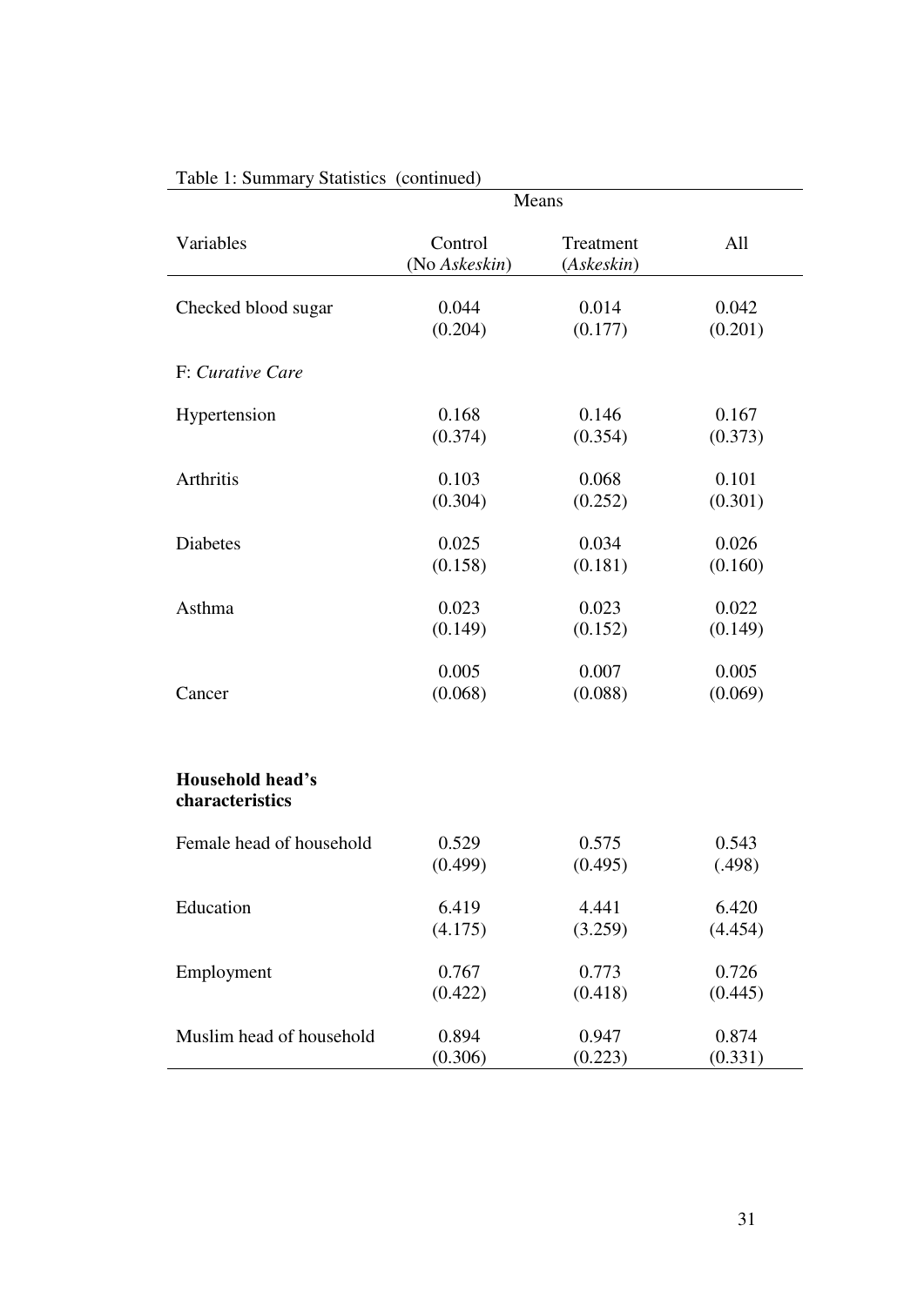Table 1: Summary Statistics (continued)

| Variables | Means | | |
|---|---|---|---|
| | Control (No *Askeskin*) | Treatment (*Askeskin*) | All |
| Checked blood sugar | 0.044<br>(0.204) | 0.014<br>(0.177) | 0.042<br>(0.201) |
| F: *Curative Care* | | | |
| Hypertension | 0.168<br>(0.374) | 0.146<br>(0.354) | 0.167<br>(0.373) |
| Arthritis | 0.103<br>(0.304) | 0.068<br>(0.252) | 0.101<br>(0.301) |
| Diabetes | 0.025<br>(0.158) | 0.034<br>(0.181) | 0.026<br>(0.160) |
| Asthma | 0.023<br>(0.149) | 0.023<br>(0.152) | 0.022<br>(0.149) |
| Cancer | 0.005<br>(0.068) | 0.007<br>(0.088) | 0.005<br>(0.069) |
| **Household head's characteristics** | | | |
| Female head of household | 0.529<br>(0.499) | 0.575<br>(0.495) | 0.543<br>(.498) |
| Education | 6.419<br>(4.175) | 4.441<br>(3.259) | 6.420<br>(4.454) |
| Employment | 0.767<br>(0.422) | 0.773<br>(0.418) | 0.726<br>(0.445) |
| Muslim head of household | 0.894<br>(0.306) | 0.947<br>(0.223) | 0.874<br>(0.331) |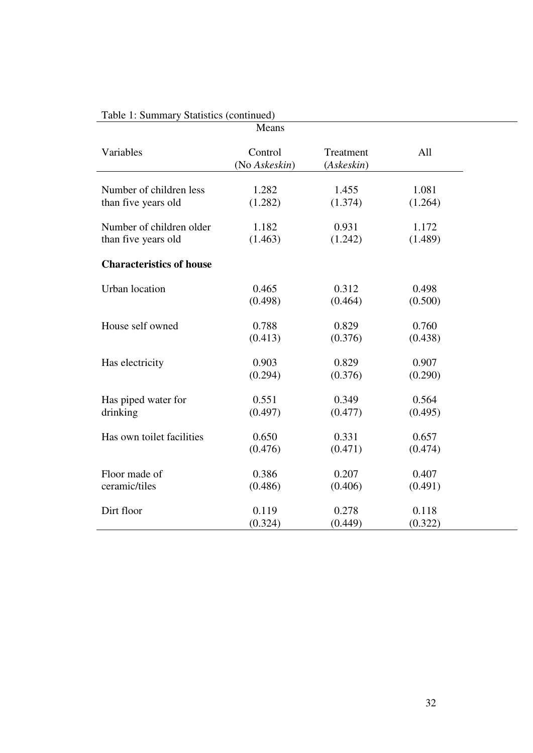Table 1: Summary Statistics (continued)

| Variables | Means | | |
|---|---|---|---|
| | Control (No *Askeskin*) | Treatment (*Askeskin*) | All |
| Number of children less than five years old | 1.282 | 1.455 | 1.081 |
| | (1.282) | (1.374) | (1.264) |
| Number of children older than five years old | 1.182 | 0.931 | 1.172 |
| | (1.463) | (1.242) | (1.489) |
| **Characteristics of house** | | | |
| Urban location | 0.465 | 0.312 | 0.498 |
| | (0.498) | (0.464) | (0.500) |
| House self owned | 0.788 | 0.829 | 0.760 |
| | (0.413) | (0.376) | (0.438) |
| Has electricity | 0.903 | 0.829 | 0.907 |
| | (0.294) | (0.376) | (0.290) |
| Has piped water for drinking | 0.551 | 0.349 | 0.564 |
| | (0.497) | (0.477) | (0.495) |
| Has own toilet facilities | 0.650 | 0.331 | 0.657 |
| | (0.476) | (0.471) | (0.474) |
| Floor made of ceramic/tiles | 0.386 | 0.207 | 0.407 |
| | (0.486) | (0.406) | (0.491) |
| Dirt floor | 0.119 | 0.278 | 0.118 |
| | (0.324) | (0.449) | (0.322) |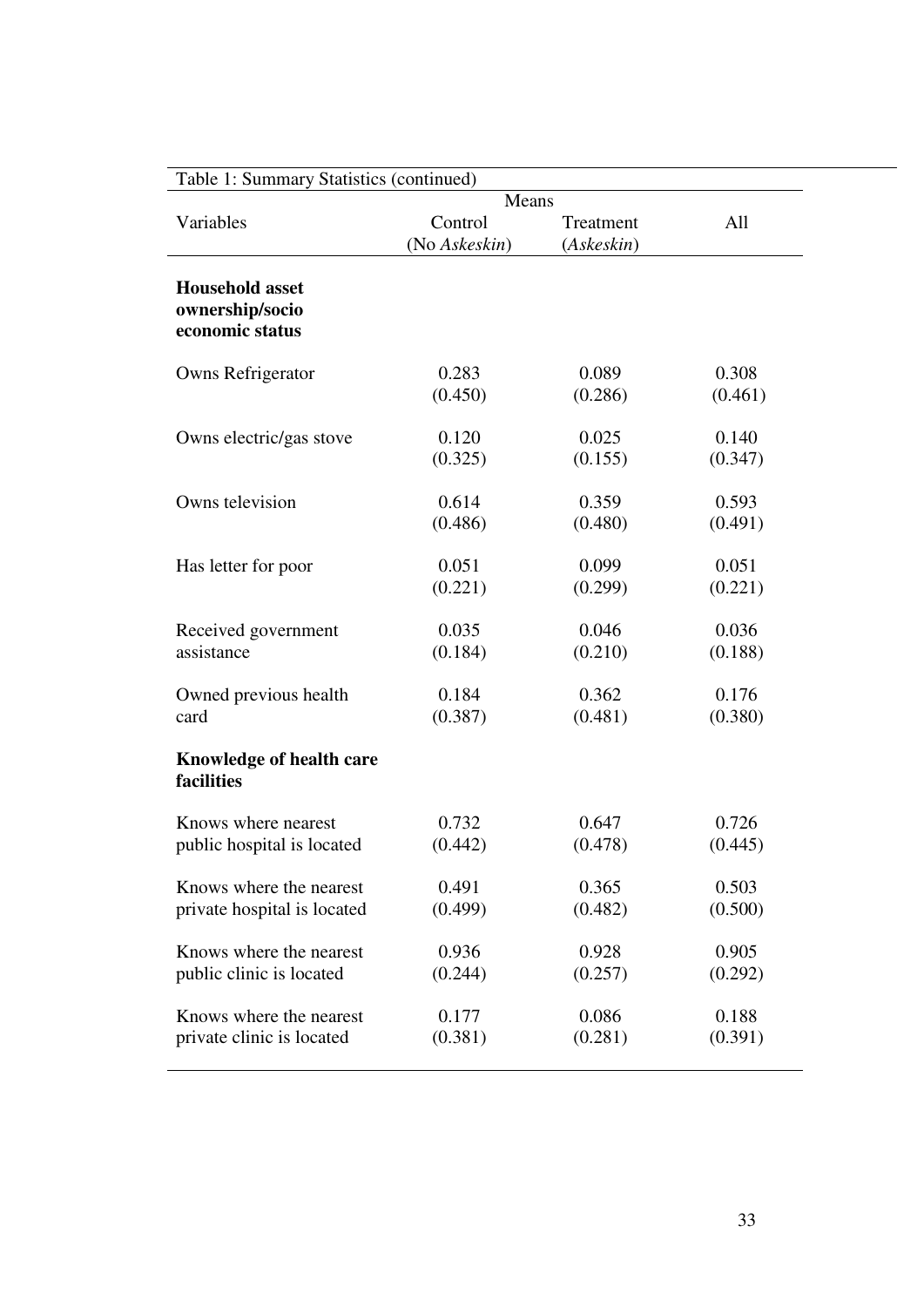Table 1: Summary Statistics (continued)

| Variables | Means | | |
|---|---|---|---|
| | Control (No *Askeskin*) | Treatment (*Askeskin*) | All |
| **Household asset ownership/socio economic status** | | | |
| Owns Refrigerator | 0.283 | 0.089 | 0.308 |
| | (0.450) | (0.286) | (0.461) |
| Owns electric/gas stove | 0.120 | 0.025 | 0.140 |
| | (0.325) | (0.155) | (0.347) |
| Owns television | 0.614 | 0.359 | 0.593 |
| | (0.486) | (0.480) | (0.491) |
| Has letter for poor | 0.051 | 0.099 | 0.051 |
| | (0.221) | (0.299) | (0.221) |
| Received government assistance | 0.035 | 0.046 | 0.036 |
| | (0.184) | (0.210) | (0.188) |
| Owned previous health card | 0.184 | 0.362 | 0.176 |
| | (0.387) | (0.481) | (0.380) |
| **Knowledge of health care facilities** | | | |
| Knows where nearest public hospital is located | 0.732 | 0.647 | 0.726 |
| | (0.442) | (0.478) | (0.445) |
| Knows where the nearest private hospital is located | 0.491 | 0.365 | 0.503 |
| | (0.499) | (0.482) | (0.500) |
| Knows where the nearest public clinic is located | 0.936 | 0.928 | 0.905 |
| | (0.244) | (0.257) | (0.292) |
| Knows where the nearest private clinic is located | 0.177 | 0.086 | 0.188 |
| | (0.381) | (0.281) | (0.391) |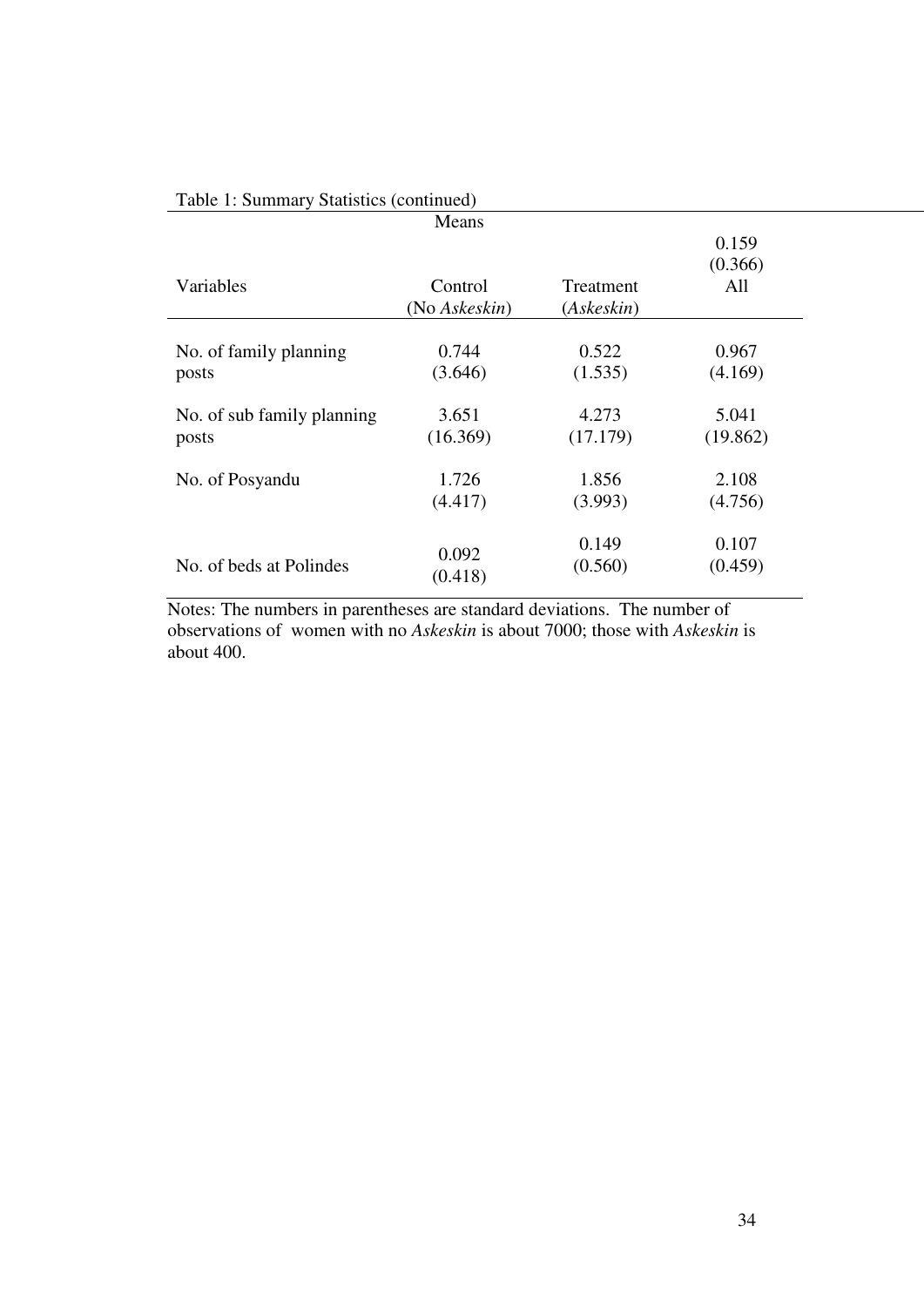Table 1: Summary Statistics (continued)

| | Means | | |
|---|---|---|---|
| | | | 0.159<br>(0.366) |
| Variables | Control<br>(No *Askeskin*) | Treatment<br>(*Askeskin*) | All |
| No. of family planning posts | 0.744<br>(3.646) | 0.522<br>(1.535) | 0.967<br>(4.169) |
| No. of sub family planning posts | 3.651<br>(16.369) | 4.273<br>(17.179) | 5.041<br>(19.862) |
| No. of Posyandu | 1.726<br>(4.417) | 1.856<br>(3.993) | 2.108<br>(4.756) |
| No. of beds at Polindes | 0.092<br>(0.418) | 0.149<br>(0.560) | 0.107<br>(0.459) |

Notes: The numbers in parentheses are standard deviations. The number of observations of women with no *Askeskin* is about 7000; those with *Askeskin* is about 400.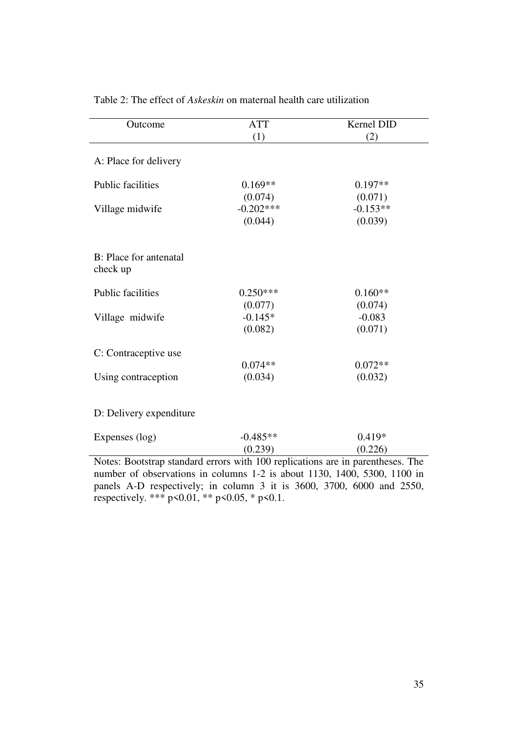Table 2: The effect of *Askeskin* on maternal health care utilization

| Outcome | ATT<br>(1) | Kernel DID<br>(2) |
|---|---|---|
| A: Place for delivery | | |
| Public facilities | 0.169** | 0.197** |
| | (0.074) | (0.071) |
| Village midwife | -0.202*** | -0.153** |
| | (0.044) | (0.039) |
| B: Place for antenatal check up | | |
| Public facilities | 0.250*** | 0.160** |
| | (0.077) | (0.074) |
| Village midwife | -0.145* | -0.083 |
| | (0.082) | (0.071) |
| C: Contraceptive use | | |
| Using contraception | 0.074** | 0.072** |
| | (0.034) | (0.032) |
| D: Delivery expenditure | | |
| Expenses (log) | -0.485** | 0.419* |
| | (0.239) | (0.226) |

Notes: Bootstrap standard errors with 100 replications are in parentheses. The number of observations in columns 1-2 is about 1130, 1400, 5300, 1100 in panels A-D respectively; in column 3 it is 3600, 3700, 6000 and 2550, respectively. *** p<0.01, ** p<0.05, * p<0.1.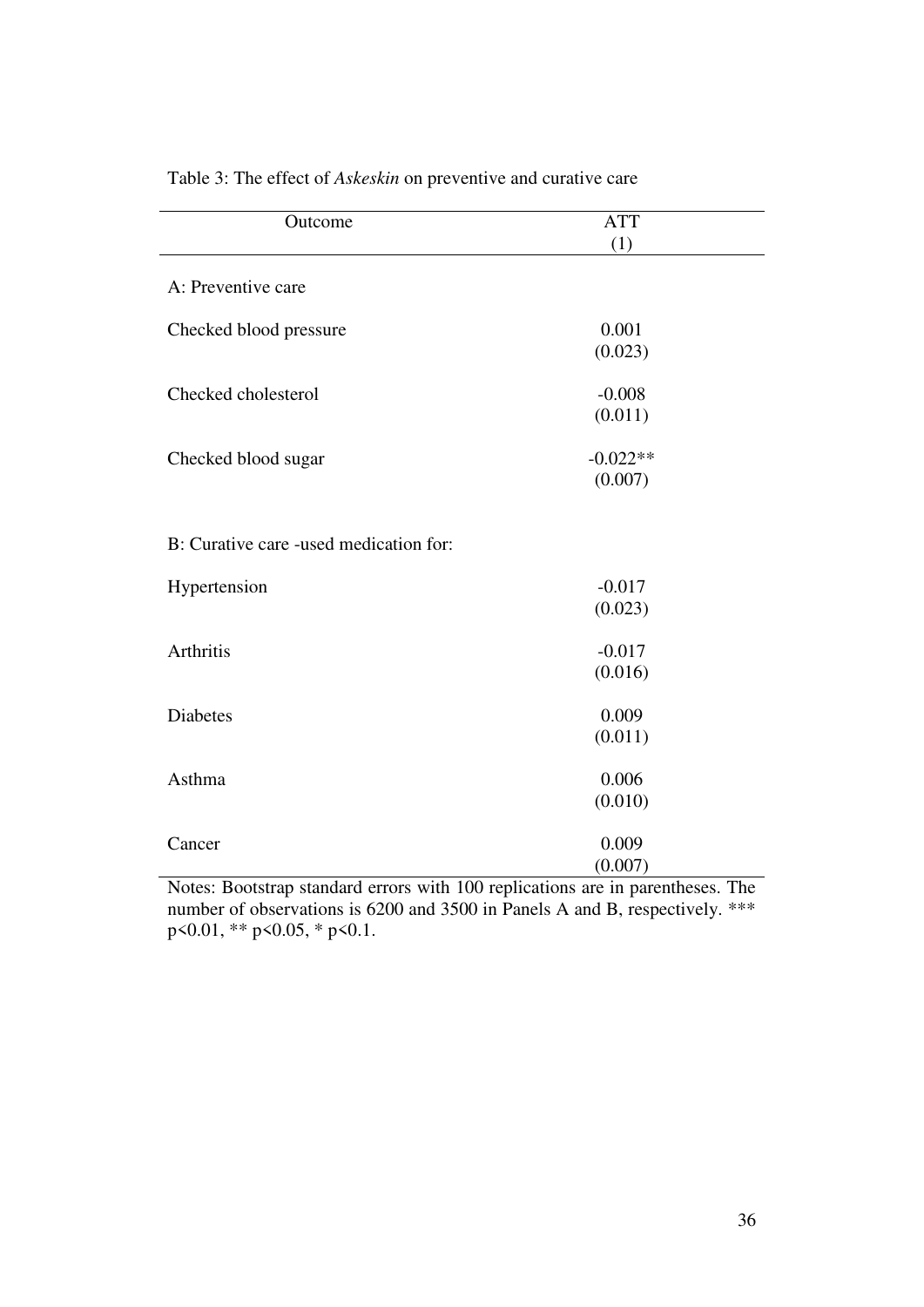Table 3: The effect of *Askeskin* on preventive and curative care

| Outcome | ATT (1) |
|---|---|
| A: Preventive care | |
| Checked blood pressure | 0.001 |
| | (0.023) |
| Checked cholesterol | -0.008 |
| | (0.011) |
| Checked blood sugar | -0.022** |
| | (0.007) |
| B: Curative care -used medication for: | |
| Hypertension | -0.017 |
| | (0.023) |
| Arthritis | -0.017 |
| | (0.016) |
| Diabetes | 0.009 |
| | (0.011) |
| Asthma | 0.006 |
| | (0.010) |
| Cancer | 0.009 |
| | (0.007) |

Notes: Bootstrap standard errors with 100 replications are in parentheses. The number of observations is 6200 and 3500 in Panels A and B, respectively. *** p<0.01, ** p<0.05, * p<0.1.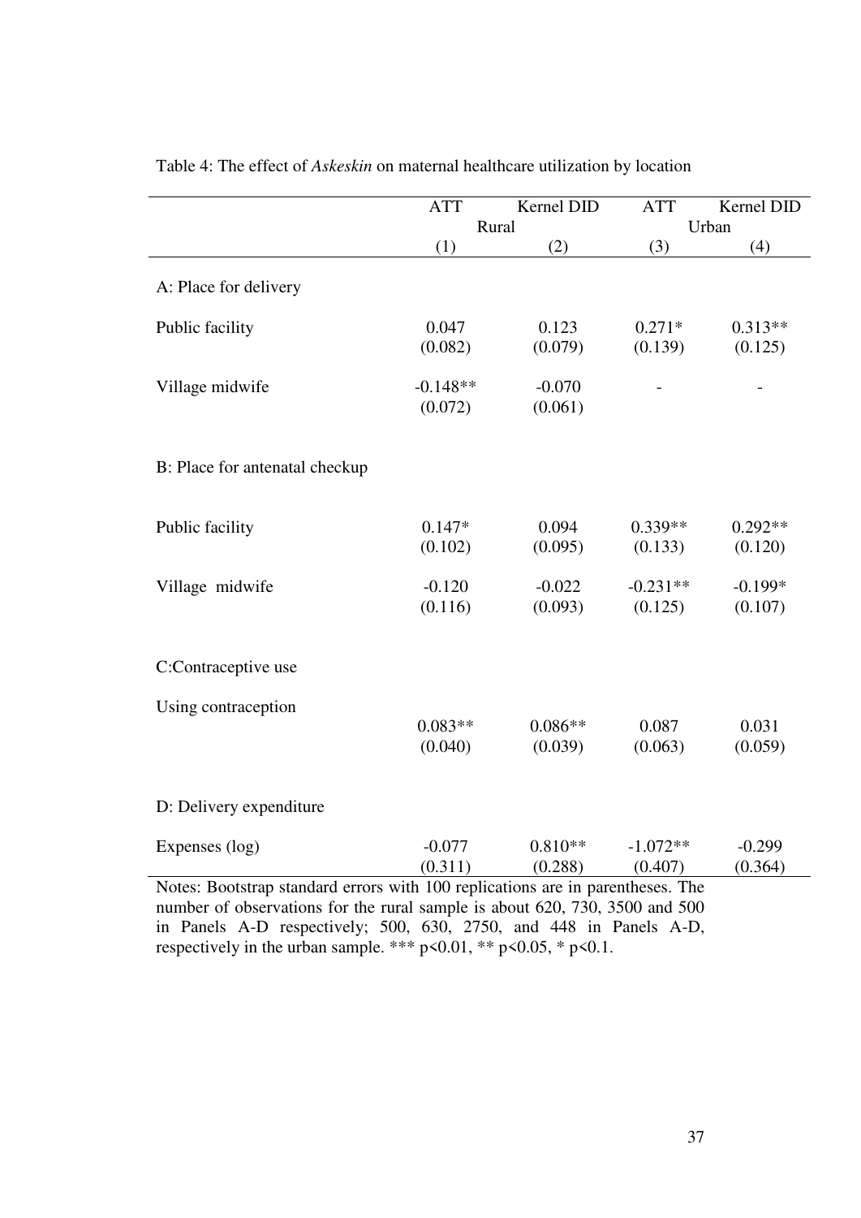Table 4: The effect of *Askeskin* on maternal healthcare utilization by location

| | ATT | Kernel DID | ATT | Kernel DID |
|---|---|---|---|---|
| | Rural | | Urban | |
| | (1) | (2) | (3) | (4) |
| A: Place for delivery | | | | |
| Public facility | 0.047 | 0.123 | 0.271* | 0.313** |
| | (0.082) | (0.079) | (0.139) | (0.125) |
| Village midwife | -0.148** | -0.070 | - | - |
| | (0.072) | (0.061) | | |
| B: Place for antenatal checkup | | | | |
| Public facility | 0.147* | 0.094 | 0.339** | 0.292** |
| | (0.102) | (0.095) | (0.133) | (0.120) |
| Village midwife | -0.120 | -0.022 | -0.231** | -0.199* |
| | (0.116) | (0.093) | (0.125) | (0.107) |
| C:Contraceptive use | | | | |
| Using contraception | 0.083** | 0.086** | 0.087 | 0.031 |
| | (0.040) | (0.039) | (0.063) | (0.059) |
| D: Delivery expenditure | | | | |
| Expenses (log) | -0.077 | 0.810** | -1.072** | -0.299 |
| | (0.311) | (0.288) | (0.407) | (0.364) |

Notes: Bootstrap standard errors with 100 replications are in parentheses. The number of observations for the rural sample is about 620, 730, 3500 and 500 in Panels A-D respectively; 500, 630, 2750, and 448 in Panels A-D, respectively in the urban sample. *** $p<0.01$, ** $p<0.05$, * $p<0.1$.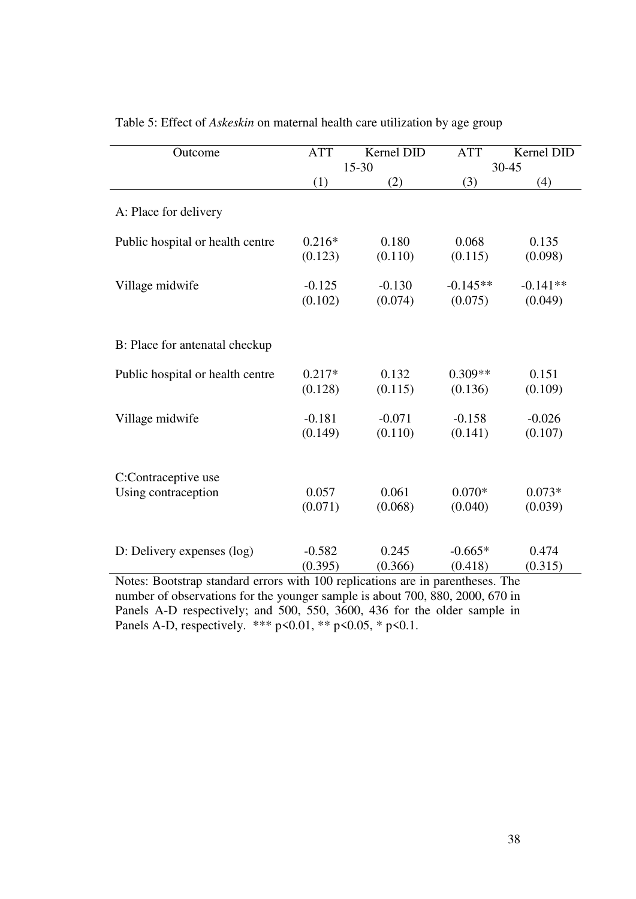Table 5: Effect of *Askeskin* on maternal health care utilization by age group

| Outcome | ATT | Kernel DID | ATT | Kernel DID |
|---|---|---|---|---|
| | 15-30 | | 30-45 | |
| | (1) | (2) | (3) | (4) |
| A: Place for delivery | | | | |
| Public hospital or health centre | 0.216* | 0.180 | 0.068 | 0.135 |
| | (0.123) | (0.110) | (0.115) | (0.098) |
| Village midwife | -0.125 | -0.130 | -0.145** | -0.141** |
| | (0.102) | (0.074) | (0.075) | (0.049) |
| B: Place for antenatal checkup | | | | |
| Public hospital or health centre | 0.217* | 0.132 | 0.309** | 0.151 |
| | (0.128) | (0.115) | (0.136) | (0.109) |
| Village midwife | -0.181 | -0.071 | -0.158 | -0.026 |
| | (0.149) | (0.110) | (0.141) | (0.107) |
| C:Contraceptive use | | | | |
| Using contraception | 0.057 | 0.061 | 0.070* | 0.073* |
| | (0.071) | (0.068) | (0.040) | (0.039) |
| D: Delivery expenses (log) | -0.582 | 0.245 | -0.665* | 0.474 |
| | (0.395) | (0.366) | (0.418) | (0.315) |

Notes: Bootstrap standard errors with 100 replications are in parentheses. The number of observations for the younger sample is about 700, 880, 2000, 670 in Panels A-D respectively; and 500, 550, 3600, 436 for the older sample in Panels A-D, respectively. *** p<0.01, ** p<0.05, * p<0.1.